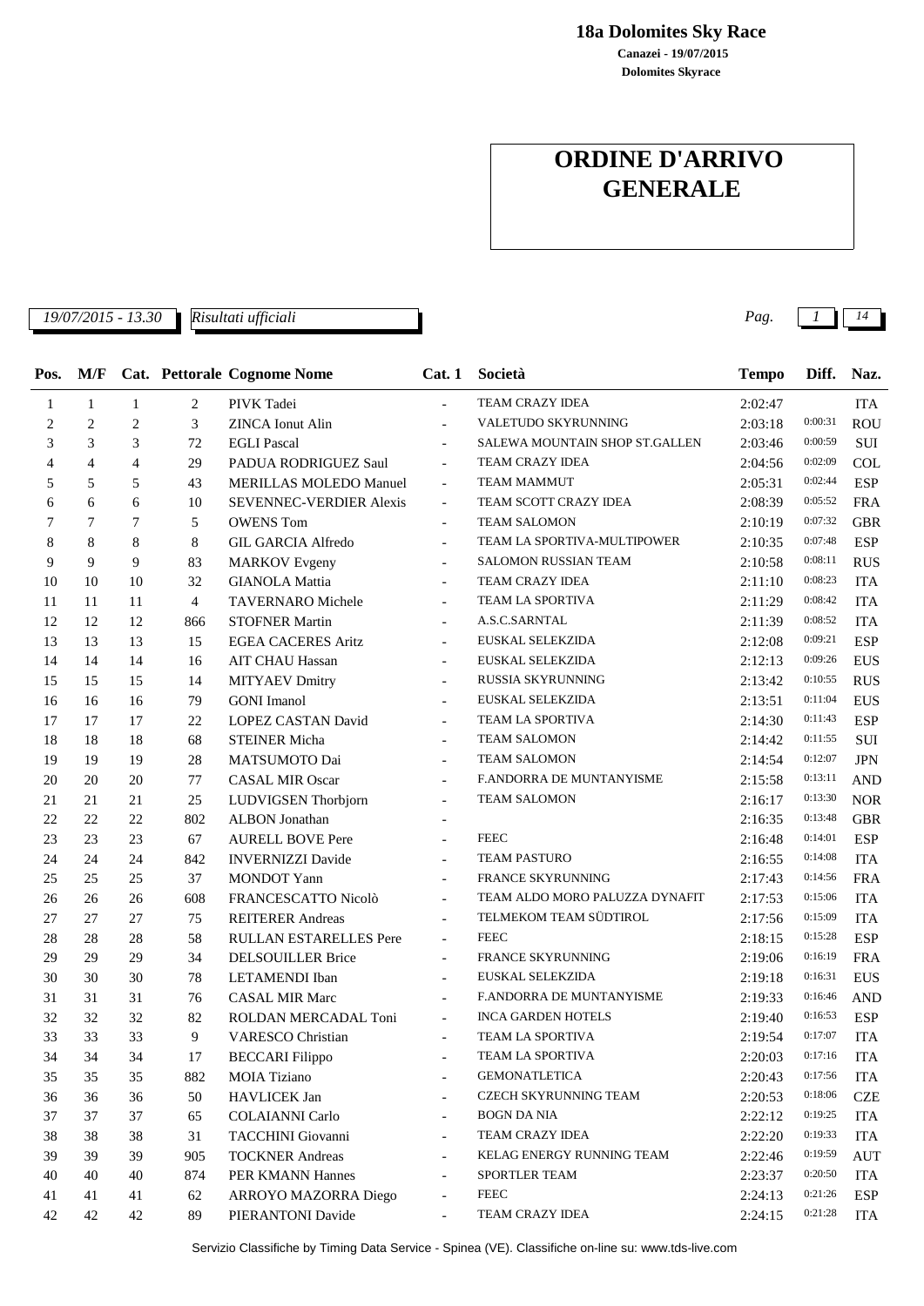**18a Dolomites Sky Race**

**Canazei - 19/07/2015**

**Dolomites Skyrace**

# ORDINE D'ARRIVO GENERALE

*19/07/2015 - 13.30* *Risultati ufficiali*

| Pos. | M/F | Cat. | Pettorale | Cognome Nome | Cat. 1 | Società | Tempo | Diff. | Naz. |
|---|---|---|---|---|---|---|---|---|---|
| 1 | 1 | 1 | 2 | PIVK Tadei | - | TEAM CRAZY IDEA | 2:02:47 | | ITA |
| 2 | 2 | 2 | 3 | ZINCA Ionut Alin | - | VALETUDO SKYRUNNING | 2:03:18 | 0:00:31 | ROU |
| 3 | 3 | 3 | 72 | EGLI Pascal | - | SALEWA MOUNTAIN SHOP ST.GALLEN | 2:03:46 | 0:00:59 | SUI |
| 4 | 4 | 4 | 29 | PADUA RODRIGUEZ Saul | - | TEAM CRAZY IDEA | 2:04:56 | 0:02:09 | COL |
| 5 | 5 | 5 | 43 | MERILLAS MOLEDO Manuel | - | TEAM MAMMUT | 2:05:31 | 0:02:44 | ESP |
| 6 | 6 | 6 | 10 | SEVENNEC-VERDIER Alexis | - | TEAM SCOTT CRAZY IDEA | 2:08:39 | 0:05:52 | FRA |
| 7 | 7 | 7 | 5 | OWENS Tom | - | TEAM SALOMON | 2:10:19 | 0:07:32 | GBR |
| 8 | 8 | 8 | 8 | GIL GARCIA Alfredo | - | TEAM LA SPORTIVA-MULTIPOWER | 2:10:35 | 0:07:48 | ESP |
| 9 | 9 | 9 | 83 | MARKOV Evgeny | - | SALOMON RUSSIAN TEAM | 2:10:58 | 0:08:11 | RUS |
| 10 | 10 | 10 | 32 | GIANOLA Mattia | - | TEAM CRAZY IDEA | 2:11:10 | 0:08:23 | ITA |
| 11 | 11 | 11 | 4 | TAVERNARO Michele | - | TEAM LA SPORTIVA | 2:11:29 | 0:08:42 | ITA |
| 12 | 12 | 12 | 866 | STOFNER Martin | - | A.S.C.SARNTAL | 2:11:39 | 0:08:52 | ITA |
| 13 | 13 | 13 | 15 | EGEA CACERES Aritz | - | EUSKAL SELEKZIDA | 2:12:08 | 0:09:21 | ESP |
| 14 | 14 | 14 | 16 | AIT CHAU Hassan | - | EUSKAL SELEKZIDA | 2:12:13 | 0:09:26 | EUS |
| 15 | 15 | 15 | 14 | MITYAEV Dmitry | - | RUSSIA SKYRUNNING | 2:13:42 | 0:10:55 | RUS |
| 16 | 16 | 16 | 79 | GONI Imanol | - | EUSKAL SELEKZIDA | 2:13:51 | 0:11:04 | EUS |
| 17 | 17 | 17 | 22 | LOPEZ CASTAN David | - | TEAM LA SPORTIVA | 2:14:30 | 0:11:43 | ESP |
| 18 | 18 | 18 | 68 | STEINER Micha | - | TEAM SALOMON | 2:14:42 | 0:11:55 | SUI |
| 19 | 19 | 19 | 28 | MATSUMOTO Dai | - | TEAM SALOMON | 2:14:54 | 0:12:07 | JPN |
| 20 | 20 | 20 | 77 | CASAL MIR Oscar | - | F.ANDORRA DE MUNTANYISME | 2:15:58 | 0:13:11 | AND |
| 21 | 21 | 21 | 25 | LUDVIGSEN Thorbjorn | - | TEAM SALOMON | 2:16:17 | 0:13:30 | NOR |
| 22 | 22 | 22 | 802 | ALBON Jonathan | - | | 2:16:35 | 0:13:48 | GBR |
| 23 | 23 | 23 | 67 | AURELL BOVE Pere | - | FEEC | 2:16:48 | 0:14:01 | ESP |
| 24 | 24 | 24 | 842 | INVERNIZZI Davide | - | TEAM PASTURO | 2:16:55 | 0:14:08 | ITA |
| 25 | 25 | 25 | 37 | MONDOT Yann | - | FRANCE SKYRUNNING | 2:17:43 | 0:14:56 | FRA |
| 26 | 26 | 26 | 608 | FRANCESCATTO Nicolò | - | TEAM ALDO MORO PALUZZA DYNAFIT | 2:17:53 | 0:15:06 | ITA |
| 27 | 27 | 27 | 75 | REITERER Andreas | - | TELMEKOM TEAM SÜDTIROL | 2:17:56 | 0:15:09 | ITA |
| 28 | 28 | 28 | 58 | RULLAN ESTARELLES Pere | - | FEEC | 2:18:15 | 0:15:28 | ESP |
| 29 | 29 | 29 | 34 | DELSOUILLER Brice | - | FRANCE SKYRUNNING | 2:19:06 | 0:16:19 | FRA |
| 30 | 30 | 30 | 78 | LETAMENDI Iban | - | EUSKAL SELEKZIDA | 2:19:18 | 0:16:31 | EUS |
| 31 | 31 | 31 | 76 | CASAL MIR Marc | - | F.ANDORRA DE MUNTANYISME | 2:19:33 | 0:16:46 | AND |
| 32 | 32 | 32 | 82 | ROLDAN MERCADAL Toni | - | INCA GARDEN HOTELS | 2:19:40 | 0:16:53 | ESP |
| 33 | 33 | 33 | 9 | VARESCO Christian | - | TEAM LA SPORTIVA | 2:19:54 | 0:17:07 | ITA |
| 34 | 34 | 34 | 17 | BECCARI Filippo | - | TEAM LA SPORTIVA | 2:20:03 | 0:17:16 | ITA |
| 35 | 35 | 35 | 882 | MOIA Tiziano | - | GEMONATLETICA | 2:20:43 | 0:17:56 | ITA |
| 36 | 36 | 36 | 50 | HAVLICEK Jan | - | CZECH SKYRUNNING TEAM | 2:20:53 | 0:18:06 | CZE |
| 37 | 37 | 37 | 65 | COLAIANNI Carlo | - | BOGN DA NIA | 2:22:12 | 0:19:25 | ITA |
| 38 | 38 | 38 | 31 | TACCHINI Giovanni | - | TEAM CRAZY IDEA | 2:22:20 | 0:19:33 | ITA |
| 39 | 39 | 39 | 905 | TOCKNER Andreas | - | KELAG ENERGY RUNNING TEAM | 2:22:46 | 0:19:59 | AUT |
| 40 | 40 | 40 | 874 | PER KMANN Hannes | - | SPORTLER TEAM | 2:23:37 | 0:20:50 | ITA |
| 41 | 41 | 41 | 62 | ARROYO MAZORRA Diego | - | FEEC | 2:24:13 | 0:21:26 | ESP |
| 42 | 42 | 42 | 89 | PIERANTONI Davide | - | TEAM CRAZY IDEA | 2:24:15 | 0:21:28 | ITA |

Servizio Classifiche by Timing Data Service - Spinea (VE). Classifiche on-line su: www.tds-live.com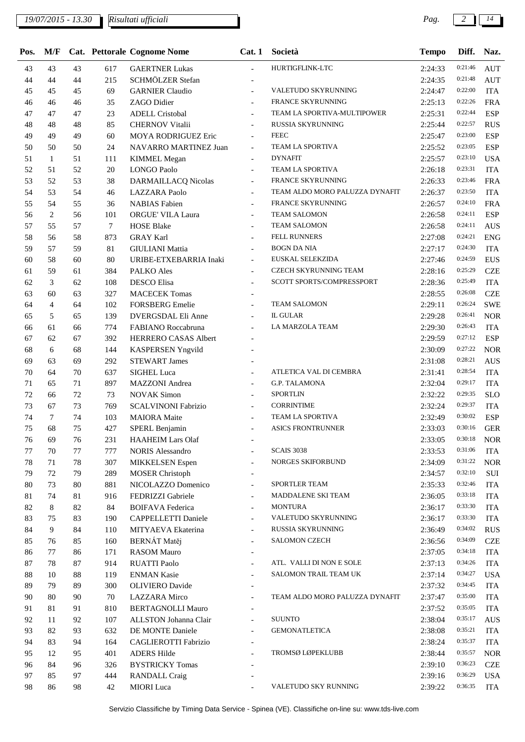| Pos. | M/F | Cat. | Pettorale | Cognome Nome | Cat. 1 | Società | Tempo | Diff. | Naz. |
|---|---|---|---|---|---|---|---|---|---|
| 43 | 43 | 43 | 617 | GAERTNER Lukas | - | HURTIGFLINK-LTC | 2:24:33 | 0:21:46 | AUT |
| 44 | 44 | 44 | 215 | SCHMÖLZER Stefan | - | | 2:24:35 | 0:21:48 | AUT |
| 45 | 45 | 45 | 69 | GARNIER Claudio | - | VALETUDO SKYRUNNING | 2:24:47 | 0:22:00 | ITA |
| 46 | 46 | 46 | 35 | ZAGO Didier | - | FRANCE SKYRUNNING | 2:25:13 | 0:22:26 | FRA |
| 47 | 47 | 47 | 23 | ADELL Cristobal | - | TEAM LA SPORTIVA-MULTIPOWER | 2:25:31 | 0:22:44 | ESP |
| 48 | 48 | 48 | 85 | CHERNOV Vitalii | - | RUSSIA SKYRUNNING | 2:25:44 | 0:22:57 | RUS |
| 49 | 49 | 49 | 60 | MOYA RODRIGUEZ Eric | - | FEEC | 2:25:47 | 0:23:00 | ESP |
| 50 | 50 | 50 | 24 | NAVARRO MARTINEZ Juan | - | TEAM LA SPORTIVA | 2:25:52 | 0:23:05 | ESP |
| 51 | 1 | 51 | 111 | KIMMEL Megan | - | DYNAFIT | 2:25:57 | 0:23:10 | USA |
| 52 | 51 | 52 | 20 | LONGO Paolo | - | TEAM LA SPORTIVA | 2:26:18 | 0:23:31 | ITA |
| 53 | 52 | 53 | 38 | DARMAILLACQ Nicolas | - | FRANCE SKYRUNNING | 2:26:33 | 0:23:46 | FRA |
| 54 | 53 | 54 | 46 | LAZZARA Paolo | - | TEAM ALDO MORO PALUZZA DYNAFIT | 2:26:37 | 0:23:50 | ITA |
| 55 | 54 | 55 | 36 | NABIAS Fabien | - | FRANCE SKYRUNNING | 2:26:57 | 0:24:10 | FRA |
| 56 | 2 | 56 | 101 | ORGUE' VILA Laura | - | TEAM SALOMON | 2:26:58 | 0:24:11 | ESP |
| 57 | 55 | 57 | 7 | HOSE Blake | - | TEAM SALOMON | 2:26:58 | 0:24:11 | AUS |
| 58 | 56 | 58 | 873 | GRAY Karl | - | FELL RUNNERS | 2:27:08 | 0:24:21 | ENG |
| 59 | 57 | 59 | 81 | GIULIANI Mattia | - | BOGN DA NIA | 2:27:17 | 0:24:30 | ITA |
| 60 | 58 | 60 | 80 | URIBE-ETXEBARRIA Inaki | - | EUSKAL SELEKZIDA | 2:27:46 | 0:24:59 | EUS |
| 61 | 59 | 61 | 384 | PALKO Ales | - | CZECH SKYRUNNING TEAM | 2:28:16 | 0:25:29 | CZE |
| 62 | 3 | 62 | 108 | DESCO Elisa | - | SCOTT SPORTS/COMPRESSPORT | 2:28:36 | 0:25:49 | ITA |
| 63 | 60 | 63 | 327 | MACECEK Tomas | - | | 2:28:55 | 0:26:08 | CZE |
| 64 | 4 | 64 | 102 | FORSBERG Emelie | - | TEAM SALOMON | 2:29:11 | 0:26:24 | SWE |
| 65 | 5 | 65 | 139 | DVERGSDAL Eli Anne | - | IL GULAR | 2:29:28 | 0:26:41 | NOR |
| 66 | 61 | 66 | 774 | FABIANO Roccabruna | - | LA MARZOLA TEAM | 2:29:30 | 0:26:43 | ITA |
| 67 | 62 | 67 | 392 | HERRERO CASAS Albert | - | | 2:29:59 | 0:27:12 | ESP |
| 68 | 6 | 68 | 144 | KASPERSEN Yngvild | - | | 2:30:09 | 0:27:22 | NOR |
| 69 | 63 | 69 | 292 | STEWART James | - | | 2:31:08 | 0:28:21 | AUS |
| 70 | 64 | 70 | 637 | SIGHEL Luca | - | ATLETICA VAL DI CEMBRA | 2:31:41 | 0:28:54 | ITA |
| 71 | 65 | 71 | 897 | MAZZONI Andrea | - | G.P. TALAMONA | 2:32:04 | 0:29:17 | ITA |
| 72 | 66 | 72 | 73 | NOVAK Simon | - | SPORTLIN | 2:32:22 | 0:29:35 | SLO |
| 73 | 67 | 73 | 769 | SCALVINONI Fabrizio | - | CORRINTIME | 2:32:24 | 0:29:37 | ITA |
| 74 | 7 | 74 | 103 | MAIORA Maite | - | TEAM LA SPORTIVA | 2:32:49 | 0:30:02 | ESP |
| 75 | 68 | 75 | 427 | SPERL Benjamin | - | ASICS FRONTRUNNER | 2:33:03 | 0:30:16 | GER |
| 76 | 69 | 76 | 231 | HAAHEIM Lars Olaf | - | | 2:33:05 | 0:30:18 | NOR |
| 77 | 70 | 77 | 777 | NORIS Alessandro | - | SCAIS 3038 | 2:33:53 | 0:31:06 | ITA |
| 78 | 71 | 78 | 307 | MIKKELSEN Espen | - | NORGES SKIFORBUND | 2:34:09 | 0:31:22 | NOR |
| 79 | 72 | 79 | 289 | MOSER Christoph | - | | 2:34:57 | 0:32:10 | SUI |
| 80 | 73 | 80 | 881 | NICOLAZZO Domenico | - | SPORTLER TEAM | 2:35:33 | 0:32:46 | ITA |
| 81 | 74 | 81 | 916 | FEDRIZZI Gabriele | - | MADDALENE SKI TEAM | 2:36:05 | 0:33:18 | ITA |
| 82 | 8 | 82 | 84 | BOIFAVA Federica | - | MONTURA | 2:36:17 | 0:33:30 | ITA |
| 83 | 75 | 83 | 190 | CAPPELLETTI Daniele | - | VALETUDO SKYRUNNING | 2:36:17 | 0:33:30 | ITA |
| 84 | 9 | 84 | 110 | MITYAEVA Ekaterina | - | RUSSIA SKYRUNNING | 2:36:49 | 0:34:02 | RUS |
| 85 | 76 | 85 | 160 | BERNÁT Matěj | - | SALOMON CZECH | 2:36:56 | 0:34:09 | CZE |
| 86 | 77 | 86 | 171 | RASOM Mauro | - | | 2:37:05 | 0:34:18 | ITA |
| 87 | 78 | 87 | 914 | RUATTI Paolo | - | ATL. VALLI DI NON E SOLE | 2:37:13 | 0:34:26 | ITA |
| 88 | 10 | 88 | 119 | ENMAN Kasie | - | SALOMON TRAIL TEAM UK | 2:37:14 | 0:34:27 | USA |
| 89 | 79 | 89 | 300 | OLIVIERO Davide | - | | 2:37:32 | 0:34:45 | ITA |
| 90 | 80 | 90 | 70 | LAZZARA Mirco | - | TEAM ALDO MORO PALUZZA DYNAFIT | 2:37:47 | 0:35:00 | ITA |
| 91 | 81 | 91 | 810 | BERTAGNOLLI Mauro | - | | 2:37:52 | 0:35:05 | ITA |
| 92 | 11 | 92 | 107 | ALLSTON Johanna Clair | - | SUUNTO | 2:38:04 | 0:35:17 | AUS |
| 93 | 82 | 93 | 632 | DE MONTE Daniele | - | GEMONATLETICA | 2:38:08 | 0:35:21 | ITA |
| 94 | 83 | 94 | 164 | CAGLIEROTTI Fabrizio | - | | 2:38:24 | 0:35:37 | ITA |
| 95 | 12 | 95 | 401 | ADERS Hilde | - | TROMSØ LØPEKLUBB | 2:38:44 | 0:35:57 | NOR |
| 96 | 84 | 96 | 326 | BYSTRICKY Tomas | - | | 2:39:10 | 0:36:23 | CZE |
| 97 | 85 | 97 | 444 | RANDALL Craig | - | | 2:39:16 | 0:36:29 | USA |
| 98 | 86 | 98 | 42 | MIORI Luca | - | VALETUDO SKY RUNNING | 2:39:22 | 0:36:35 | ITA |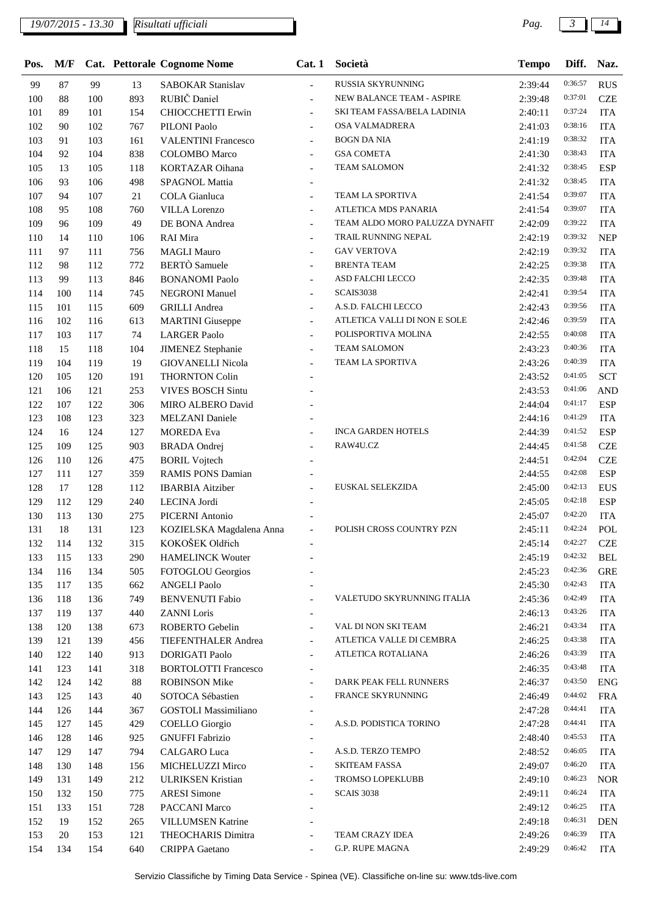| Pos. | M/F | Cat. | Pettorale | Cognome Nome | Cat. 1 | Società | Tempo | Diff. | Naz. |
|---|---|---|---|---|---|---|---|---|---|
| 99 | 87 | 99 | 13 | SABOKAR Stanislav | - | RUSSIA SKYRUNNING | 2:39:44 | 0:36:57 | RUS |
| 100 | 88 | 100 | 893 | RUBIČ Daniel | - | NEW BALANCE TEAM - ASPIRE | 2:39:48 | 0:37:01 | CZE |
| 101 | 89 | 101 | 154 | CHIOCCHETTI Erwin | - | SKI TEAM FASSA/BELA LADINIA | 2:40:11 | 0:37:24 | ITA |
| 102 | 90 | 102 | 767 | PILONI Paolo | - | OSA VALMADRERA | 2:41:03 | 0:38:16 | ITA |
| 103 | 91 | 103 | 161 | VALENTINI Francesco | - | BOGN DA NIA | 2:41:19 | 0:38:32 | ITA |
| 104 | 92 | 104 | 838 | COLOMBO Marco | - | GSA COMETA | 2:41:30 | 0:38:43 | ITA |
| 105 | 13 | 105 | 118 | KORTAZAR Oihana | - | TEAM SALOMON | 2:41:32 | 0:38:45 | ESP |
| 106 | 93 | 106 | 498 | SPAGNOL Mattia | - | | 2:41:32 | 0:38:45 | ITA |
| 107 | 94 | 107 | 21 | COLA Gianluca | - | TEAM LA SPORTIVA | 2:41:54 | 0:39:07 | ITA |
| 108 | 95 | 108 | 760 | VILLA Lorenzo | - | ATLETICA MDS PANARIA | 2:41:54 | 0:39:07 | ITA |
| 109 | 96 | 109 | 49 | DE BONA Andrea | - | TEAM ALDO MORO PALUZZA DYNAFIT | 2:42:09 | 0:39:22 | ITA |
| 110 | 14 | 110 | 106 | RAI Mira | - | TRAIL RUNNING NEPAL | 2:42:19 | 0:39:32 | NEP |
| 111 | 97 | 111 | 756 | MAGLI Mauro | - | GAV VERTOVA | 2:42:19 | 0:39:32 | ITA |
| 112 | 98 | 112 | 772 | BERTÒ Samuele | - | BRENTA TEAM | 2:42:25 | 0:39:38 | ITA |
| 113 | 99 | 113 | 846 | BONANOMI Paolo | - | ASD FALCHI LECCO | 2:42:35 | 0:39:48 | ITA |
| 114 | 100 | 114 | 745 | NEGRONI Manuel | - | SCAIS3038 | 2:42:41 | 0:39:54 | ITA |
| 115 | 101 | 115 | 609 | GRILLI Andrea | - | A.S.D. FALCHI LECCO | 2:42:43 | 0:39:56 | ITA |
| 116 | 102 | 116 | 613 | MARTINI Giuseppe | - | ATLETICA VALLI DI NON E SOLE | 2:42:46 | 0:39:59 | ITA |
| 117 | 103 | 117 | 74 | LARGER Paolo | - | POLISPORTIVA MOLINA | 2:42:55 | 0:40:08 | ITA |
| 118 | 15 | 118 | 104 | JIMENEZ Stephanie | - | TEAM SALOMON | 2:43:23 | 0:40:36 | ITA |
| 119 | 104 | 119 | 19 | GIOVANELLI Nicola | - | TEAM LA SPORTIVA | 2:43:26 | 0:40:39 | ITA |
| 120 | 105 | 120 | 191 | THORNTON Colin | - | | 2:43:52 | 0:41:05 | SCT |
| 121 | 106 | 121 | 253 | VIVES BOSCH Sintu | - | | 2:43:53 | 0:41:06 | AND |
| 122 | 107 | 122 | 306 | MIRO ALBERO David | - | | 2:44:04 | 0:41:17 | ESP |
| 123 | 108 | 123 | 323 | MELZANI Daniele | - | | 2:44:16 | 0:41:29 | ITA |
| 124 | 16 | 124 | 127 | MOREDA Eva | - | INCA GARDEN HOTELS | 2:44:39 | 0:41:52 | ESP |
| 125 | 109 | 125 | 903 | BRADA Ondrej | - | RAW4U.CZ | 2:44:45 | 0:41:58 | CZE |
| 126 | 110 | 126 | 475 | BORIL Vojtech | - | | 2:44:51 | 0:42:04 | CZE |
| 127 | 111 | 127 | 359 | RAMIS PONS Damian | - | | 2:44:55 | 0:42:08 | ESP |
| 128 | 17 | 128 | 112 | IBARBIA Aitziber | - | EUSKAL SELEKZIDA | 2:45:00 | 0:42:13 | EUS |
| 129 | 112 | 129 | 240 | LECINA Jordi | - | | 2:45:05 | 0:42:18 | ESP |
| 130 | 113 | 130 | 275 | PICERNI Antonio | - | | 2:45:07 | 0:42:20 | ITA |
| 131 | 18 | 131 | 123 | KOZIELSKA Magdalena Anna | - | POLISH CROSS COUNTRY PZN | 2:45:11 | 0:42:24 | POL |
| 132 | 114 | 132 | 315 | KOKOŠEK Oldřich | - | | 2:45:14 | 0:42:27 | CZE |
| 133 | 115 | 133 | 290 | HAMELINCK Wouter | - | | 2:45:19 | 0:42:32 | BEL |
| 134 | 116 | 134 | 505 | FOTOGLOU Georgios | - | | 2:45:23 | 0:42:36 | GRE |
| 135 | 117 | 135 | 662 | ANGELI Paolo | - | | 2:45:30 | 0:42:43 | ITA |
| 136 | 118 | 136 | 749 | BENVENUTI Fabio | - | VALETUDO SKYRUNNING ITALIA | 2:45:36 | 0:42:49 | ITA |
| 137 | 119 | 137 | 440 | ZANNI Loris | - | | 2:46:13 | 0:43:26 | ITA |
| 138 | 120 | 138 | 673 | ROBERTO Gebelin | - | VAL DI NON SKI TEAM | 2:46:21 | 0:43:34 | ITA |
| 139 | 121 | 139 | 456 | TIEFENTHALER Andrea | - | ATLETICA VALLE DI CEMBRA | 2:46:25 | 0:43:38 | ITA |
| 140 | 122 | 140 | 913 | DORIGATI Paolo | - | ATLETICA ROTALIANA | 2:46:26 | 0:43:39 | ITA |
| 141 | 123 | 141 | 318 | BORTOLOTTI Francesco | - | | 2:46:35 | 0:43:48 | ITA |
| 142 | 124 | 142 | 88 | ROBINSON Mike | - | DARK PEAK FELL RUNNERS | 2:46:37 | 0:43:50 | ENG |
| 143 | 125 | 143 | 40 | SOTOCA Sébastien | - | FRANCE SKYRUNNING | 2:46:49 | 0:44:02 | FRA |
| 144 | 126 | 144 | 367 | GOSTOLI Massimiliano | - | | 2:47:28 | 0:44:41 | ITA |
| 145 | 127 | 145 | 429 | COELLO Giorgio | - | A.S.D. PODISTICA TORINO | 2:47:28 | 0:44:41 | ITA |
| 146 | 128 | 146 | 925 | GNUFFI Fabrizio | - | | 2:48:40 | 0:45:53 | ITA |
| 147 | 129 | 147 | 794 | CALGARO Luca | - | A.S.D. TERZO TEMPO | 2:48:52 | 0:46:05 | ITA |
| 148 | 130 | 148 | 156 | MICHELUZZI Mirco | - | SKITEAM FASSA | 2:49:07 | 0:46:20 | ITA |
| 149 | 131 | 149 | 212 | ULRIKSEN Kristian | - | TROMSO LOPEKLUBB | 2:49:10 | 0:46:23 | NOR |
| 150 | 132 | 150 | 775 | ARESI Simone | - | SCAIS 3038 | 2:49:11 | 0:46:24 | ITA |
| 151 | 133 | 151 | 728 | PACCANI Marco | - | | 2:49:12 | 0:46:25 | ITA |
| 152 | 19 | 152 | 265 | VILLUMSEN Katrine | - | | 2:49:18 | 0:46:31 | DEN |
| 153 | 20 | 153 | 121 | THEOCHARIS Dimitra | - | TEAM CRAZY IDEA | 2:49:26 | 0:46:39 | ITA |
| 154 | 134 | 154 | 640 | CRIPPA Gaetano | - | G.P. RUPE MAGNA | 2:49:29 | 0:46:42 | ITA |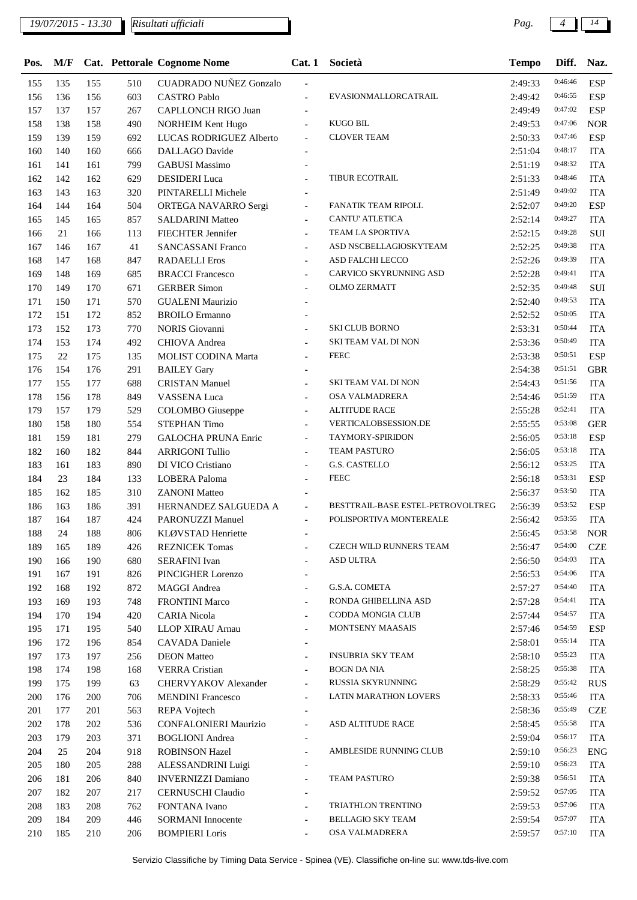| Pos. | M/F | Cat. | Pettorale | Cognome Nome | Cat. 1 | Società | Tempo | Diff. | Naz. |
|---|---|---|---|---|---|---|---|---|---|
| 155 | 135 | 155 | 510 | CUADRADO NUÑEZ Gonzalo | - | | 2:49:33 | 0:46:46 | ESP |
| 156 | 136 | 156 | 603 | CASTRO Pablo | - | EVASIONMALLORCATRAIL | 2:49:42 | 0:46:55 | ESP |
| 157 | 137 | 157 | 267 | CAPLLONCH RIGO Juan | - | | 2:49:49 | 0:47:02 | ESP |
| 158 | 138 | 158 | 490 | NORHEIM Kent Hugo | - | KUGO BIL | 2:49:53 | 0:47:06 | NOR |
| 159 | 139 | 159 | 692 | LUCAS RODRIGUEZ Alberto | - | CLOVER TEAM | 2:50:33 | 0:47:46 | ESP |
| 160 | 140 | 160 | 666 | DALLAGO Davide | - | | 2:51:04 | 0:48:17 | ITA |
| 161 | 141 | 161 | 799 | GABUSI Massimo | - | | 2:51:19 | 0:48:32 | ITA |
| 162 | 142 | 162 | 629 | DESIDERI Luca | - | TIBUR ECOTRAIL | 2:51:33 | 0:48:46 | ITA |
| 163 | 143 | 163 | 320 | PINTARELLI Michele | - | | 2:51:49 | 0:49:02 | ITA |
| 164 | 144 | 164 | 504 | ORTEGA NAVARRO Sergi | - | FANATIK TEAM RIPOLL | 2:52:07 | 0:49:20 | ESP |
| 165 | 145 | 165 | 857 | SALDARINI Matteo | - | CANTU' ATLETICA | 2:52:14 | 0:49:27 | ITA |
| 166 | 21 | 166 | 113 | FIECHTER Jennifer | - | TEAM LA SPORTIVA | 2:52:15 | 0:49:28 | SUI |
| 167 | 146 | 167 | 41 | SANCASSANI Franco | - | ASD NSCBELLAGIOSKYTEAM | 2:52:25 | 0:49:38 | ITA |
| 168 | 147 | 168 | 847 | RADAELLI Eros | - | ASD FALCHI LECCO | 2:52:26 | 0:49:39 | ITA |
| 169 | 148 | 169 | 685 | BRACCI Francesco | - | CARVICO SKYRUNNING ASD | 2:52:28 | 0:49:41 | ITA |
| 170 | 149 | 170 | 671 | GERBER Simon | - | OLMO ZERMATT | 2:52:35 | 0:49:48 | SUI |
| 171 | 150 | 171 | 570 | GUALENI Maurizio | - | | 2:52:40 | 0:49:53 | ITA |
| 172 | 151 | 172 | 852 | BROILO Ermanno | - | | 2:52:52 | 0:50:05 | ITA |
| 173 | 152 | 173 | 770 | NORIS Giovanni | - | SKI CLUB BORNO | 2:53:31 | 0:50:44 | ITA |
| 174 | 153 | 174 | 492 | CHIOVA Andrea | - | SKI TEAM VAL DI NON | 2:53:36 | 0:50:49 | ITA |
| 175 | 22 | 175 | 135 | MOLIST CODINA Marta | - | FEEC | 2:53:38 | 0:50:51 | ESP |
| 176 | 154 | 176 | 291 | BAILEY Gary | - | | 2:54:38 | 0:51:51 | GBR |
| 177 | 155 | 177 | 688 | CRISTAN Manuel | - | SKI TEAM VAL DI NON | 2:54:43 | 0:51:56 | ITA |
| 178 | 156 | 178 | 849 | VASSENA Luca | - | OSA VALMADRERA | 2:54:46 | 0:51:59 | ITA |
| 179 | 157 | 179 | 529 | COLOMBO Giuseppe | - | ALTITUDE RACE | 2:55:28 | 0:52:41 | ITA |
| 180 | 158 | 180 | 554 | STEPHAN Timo | - | VERTICALOBSESSION.DE | 2:55:55 | 0:53:08 | GER |
| 181 | 159 | 181 | 279 | GALOCHA PRUNA Enric | - | TAYMORY-SPIRIDON | 2:56:05 | 0:53:18 | ESP |
| 182 | 160 | 182 | 844 | ARRIGONI Tullio | - | TEAM PASTURO | 2:56:05 | 0:53:18 | ITA |
| 183 | 161 | 183 | 890 | DI VICO Cristiano | - | G.S. CASTELLO | 2:56:12 | 0:53:25 | ITA |
| 184 | 23 | 184 | 133 | LOBERA Paloma | - | FEEC | 2:56:18 | 0:53:31 | ESP |
| 185 | 162 | 185 | 310 | ZANONI Matteo | - | | 2:56:37 | 0:53:50 | ITA |
| 186 | 163 | 186 | 391 | HERNANDEZ SALGUEDA A | - | BESTTRAIL-BASE ESTEL-PETROVOLTREG | 2:56:39 | 0:53:52 | ESP |
| 187 | 164 | 187 | 424 | PARONUZZI Manuel | - | POLISPORTIVA MONTEREALE | 2:56:42 | 0:53:55 | ITA |
| 188 | 24 | 188 | 806 | KLØVSTAD Henriette | - | | 2:56:45 | 0:53:58 | NOR |
| 189 | 165 | 189 | 426 | REZNICEK Tomas | - | CZECH WILD RUNNERS TEAM | 2:56:47 | 0:54:00 | CZE |
| 190 | 166 | 190 | 680 | SERAFINI Ivan | - | ASD ULTRA | 2:56:50 | 0:54:03 | ITA |
| 191 | 167 | 191 | 826 | PINCIGHER Lorenzo | - | | 2:56:53 | 0:54:06 | ITA |
| 192 | 168 | 192 | 872 | MAGGI Andrea | - | G.S.A. COMETA | 2:57:27 | 0:54:40 | ITA |
| 193 | 169 | 193 | 748 | FRONTINI Marco | - | RONDA GHIBELLINA ASD | 2:57:28 | 0:54:41 | ITA |
| 194 | 170 | 194 | 420 | CARIA Nicola | - | CODDA MONGIA CLUB | 2:57:44 | 0:54:57 | ITA |
| 195 | 171 | 195 | 540 | LLOP XIRAU Arnau | - | MONTSENY MAASAIS | 2:57:46 | 0:54:59 | ESP |
| 196 | 172 | 196 | 854 | CAVADA Daniele | - | | 2:58:01 | 0:55:14 | ITA |
| 197 | 173 | 197 | 256 | DEON Matteo | - | INSUBRIA SKY TEAM | 2:58:10 | 0:55:23 | ITA |
| 198 | 174 | 198 | 168 | VERRA Cristian | - | BOGN DA NIA | 2:58:25 | 0:55:38 | ITA |
| 199 | 175 | 199 | 63 | CHERVYAKOV Alexander | - | RUSSIA SKYRUNNING | 2:58:29 | 0:55:42 | RUS |
| 200 | 176 | 200 | 706 | MENDINI Francesco | - | LATIN MARATHON LOVERS | 2:58:33 | 0:55:46 | ITA |
| 201 | 177 | 201 | 563 | REPA Vojtech | - | | 2:58:36 | 0:55:49 | CZE |
| 202 | 178 | 202 | 536 | CONFALONIERI Maurizio | - | ASD ALTITUDE RACE | 2:58:45 | 0:55:58 | ITA |
| 203 | 179 | 203 | 371 | BOGLIONI Andrea | - | | 2:59:04 | 0:56:17 | ITA |
| 204 | 25 | 204 | 918 | ROBINSON Hazel | - | AMBLESIDE RUNNING CLUB | 2:59:10 | 0:56:23 | ENG |
| 205 | 180 | 205 | 288 | ALESSANDRINI Luigi | - | | 2:59:10 | 0:56:23 | ITA |
| 206 | 181 | 206 | 840 | INVERNIZZI Damiano | - | TEAM PASTURO | 2:59:38 | 0:56:51 | ITA |
| 207 | 182 | 207 | 217 | CERNUSCHI Claudio | - | | 2:59:52 | 0:57:05 | ITA |
| 208 | 183 | 208 | 762 | FONTANA Ivano | - | TRIATHLON TRENTINO | 2:59:53 | 0:57:06 | ITA |
| 209 | 184 | 209 | 446 | SORMANI Innocente | - | BELLAGIO SKY TEAM | 2:59:54 | 0:57:07 | ITA |
| 210 | 185 | 210 | 206 | BOMPIERI Loris | - | OSA VALMADRERA | 2:59:57 | 0:57:10 | ITA |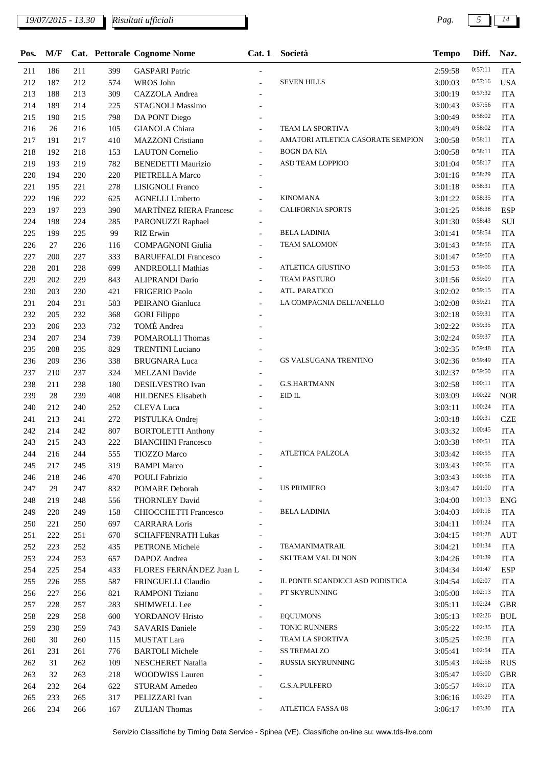19/07/2015 - 13.30 | Risultati ufficiali

| Pos. | M/F | Cat. | Pettorale | Cognome Nome | Cat. 1 | Società | Tempo | Diff. | Naz. |
|---|---|---|---|---|---|---|---|---|---|
| 211 | 186 | 211 | 399 | GASPARI Patric | - | | 2:59:58 | 0:57:11 | ITA |
| 212 | 187 | 212 | 574 | WROS John | - | SEVEN HILLS | 3:00:03 | 0:57:16 | USA |
| 213 | 188 | 213 | 309 | CAZZOLA Andrea | - | | 3:00:19 | 0:57:32 | ITA |
| 214 | 189 | 214 | 225 | STAGNOLI Massimo | - | | 3:00:43 | 0:57:56 | ITA |
| 215 | 190 | 215 | 798 | DA PONT Diego | - | | 3:00:49 | 0:58:02 | ITA |
| 216 | 26 | 216 | 105 | GIANOLA Chiara | - | TEAM LA SPORTIVA | 3:00:49 | 0:58:02 | ITA |
| 217 | 191 | 217 | 410 | MAZZONI Cristiano | - | AMATORI ATLETICA CASORATE SEMPION | 3:00:58 | 0:58:11 | ITA |
| 218 | 192 | 218 | 153 | LAUTON Cornelio | - | BOGN DA NIA | 3:00:58 | 0:58:11 | ITA |
| 219 | 193 | 219 | 782 | BENEDETTI Maurizio | - | ASD TEAM LOPPIOO | 3:01:04 | 0:58:17 | ITA |
| 220 | 194 | 220 | 220 | PIETRELLA Marco | - | | 3:01:16 | 0:58:29 | ITA |
| 221 | 195 | 221 | 278 | LISIGNOLI Franco | - | | 3:01:18 | 0:58:31 | ITA |
| 222 | 196 | 222 | 625 | AGNELLI Umberto | - | KINOMANA | 3:01:22 | 0:58:35 | ITA |
| 223 | 197 | 223 | 390 | MARTÍNEZ RIERA Francesc | - | CALIFORNIA SPORTS | 3:01:25 | 0:58:38 | ESP |
| 224 | 198 | 224 | 285 | PARONUZZI Raphael | - | | 3:01:30 | 0:58:43 | SUI |
| 225 | 199 | 225 | 99 | RIZ Erwin | - | BELA LADINIA | 3:01:41 | 0:58:54 | ITA |
| 226 | 27 | 226 | 116 | COMPAGNONI Giulia | - | TEAM SALOMON | 3:01:43 | 0:58:56 | ITA |
| 227 | 200 | 227 | 333 | BARUFFALDI Francesco | - | | 3:01:47 | 0:59:00 | ITA |
| 228 | 201 | 228 | 699 | ANDREOLLI Mathias | - | ATLETICA GIUSTINO | 3:01:53 | 0:59:06 | ITA |
| 229 | 202 | 229 | 843 | ALIPRANDI Dario | - | TEAM PASTURO | 3:01:56 | 0:59:09 | ITA |
| 230 | 203 | 230 | 421 | FRIGERIO Paolo | - | ATL. PARATICO | 3:02:02 | 0:59:15 | ITA |
| 231 | 204 | 231 | 583 | PEIRANO Gianluca | - | LA COMPAGNIA DELL'ANELLO | 3:02:08 | 0:59:21 | ITA |
| 232 | 205 | 232 | 368 | GORI Filippo | - | | 3:02:18 | 0:59:31 | ITA |
| 233 | 206 | 233 | 732 | TOMÈ Andrea | - | | 3:02:22 | 0:59:35 | ITA |
| 234 | 207 | 234 | 739 | POMAROLLI Thomas | - | | 3:02:24 | 0:59:37 | ITA |
| 235 | 208 | 235 | 829 | TRENTINI Luciano | - | | 3:02:35 | 0:59:48 | ITA |
| 236 | 209 | 236 | 338 | BRUGNARA Luca | - | GS VALSUGANA TRENTINO | 3:02:36 | 0:59:49 | ITA |
| 237 | 210 | 237 | 324 | MELZANI Davide | - | | 3:02:37 | 0:59:50 | ITA |
| 238 | 211 | 238 | 180 | DESILVESTRO Ivan | - | G.S.HARTMANN | 3:02:58 | 1:00:11 | ITA |
| 239 | 28 | 239 | 408 | HILDENES Elisabeth | - | EID IL | 3:03:09 | 1:00:22 | NOR |
| 240 | 212 | 240 | 252 | CLEVA Luca | - | | 3:03:11 | 1:00:24 | ITA |
| 241 | 213 | 241 | 272 | PISTULKA Ondrej | - | | 3:03:18 | 1:00:31 | CZE |
| 242 | 214 | 242 | 807 | BORTOLETTI Anthony | - | | 3:03:32 | 1:00:45 | ITA |
| 243 | 215 | 243 | 222 | BIANCHINI Francesco | - | | 3:03:38 | 1:00:51 | ITA |
| 244 | 216 | 244 | 555 | TIOZZO Marco | - | ATLETICA PALZOLA | 3:03:42 | 1:00:55 | ITA |
| 245 | 217 | 245 | 319 | BAMPI Marco | - | | 3:03:43 | 1:00:56 | ITA |
| 246 | 218 | 246 | 470 | POULI Fabrizio | - | | 3:03:43 | 1:00:56 | ITA |
| 247 | 29 | 247 | 832 | POMARE Deborah | - | US PRIMIERO | 3:03:47 | 1:01:00 | ITA |
| 248 | 219 | 248 | 556 | THORNLEY David | - | | 3:04:00 | 1:01:13 | ENG |
| 249 | 220 | 249 | 158 | CHIOCCHETTI Francesco | - | BELA LADINIA | 3:04:03 | 1:01:16 | ITA |
| 250 | 221 | 250 | 697 | CARRARA Loris | - | | 3:04:11 | 1:01:24 | ITA |
| 251 | 222 | 251 | 670 | SCHAFFENRATH Lukas | - | | 3:04:15 | 1:01:28 | AUT |
| 252 | 223 | 252 | 435 | PETRONE Michele | - | TEAMANIMATRAIL | 3:04:21 | 1:01:34 | ITA |
| 253 | 224 | 253 | 657 | DAPOZ Andrea | - | SKI TEAM VAL DI NON | 3:04:26 | 1:01:39 | ITA |
| 254 | 225 | 254 | 433 | FLORES FERNÁNDEZ Juan L | - | | 3:04:34 | 1:01:47 | ESP |
| 255 | 226 | 255 | 587 | FRINGUELLI Claudio | - | IL PONTE SCANDICCI ASD PODISTICA | 3:04:54 | 1:02:07 | ITA |
| 256 | 227 | 256 | 821 | RAMPONI Tiziano | - | PT SKYRUNNING | 3:05:00 | 1:02:13 | ITA |
| 257 | 228 | 257 | 283 | SHIMWELL Lee | - | | 3:05:11 | 1:02:24 | GBR |
| 258 | 229 | 258 | 600 | YORDANOV Hristo | - | EQUUMONS | 3:05:13 | 1:02:26 | BUL |
| 259 | 230 | 259 | 743 | SAVARIS Daniele | - | TONIC RUNNERS | 3:05:22 | 1:02:35 | ITA |
| 260 | 30 | 260 | 115 | MUSTAT Lara | - | TEAM LA SPORTIVA | 3:05:25 | 1:02:38 | ITA |
| 261 | 231 | 261 | 776 | BARTOLI Michele | - | SS TREMALZO | 3:05:41 | 1:02:54 | ITA |
| 262 | 31 | 262 | 109 | NESCHERET Natalia | - | RUSSIA SKYRUNNING | 3:05:43 | 1:02:56 | RUS |
| 263 | 32 | 263 | 218 | WOODWISS Lauren | - | | 3:05:47 | 1:03:00 | GBR |
| 264 | 232 | 264 | 622 | STURAM Amedeo | - | G.S.A.PULFERO | 3:05:57 | 1:03:10 | ITA |
| 265 | 233 | 265 | 317 | PELIZZARI Ivan | - | | 3:06:16 | 1:03:29 | ITA |
| 266 | 234 | 266 | 167 | ZULIAN Thomas | - | ATLETICA FASSA 08 | 3:06:17 | 1:03:30 | ITA |

Servizio Classifiche by Timing Data Service - Spinea (VE). Classifiche on-line su: www.tds-live.com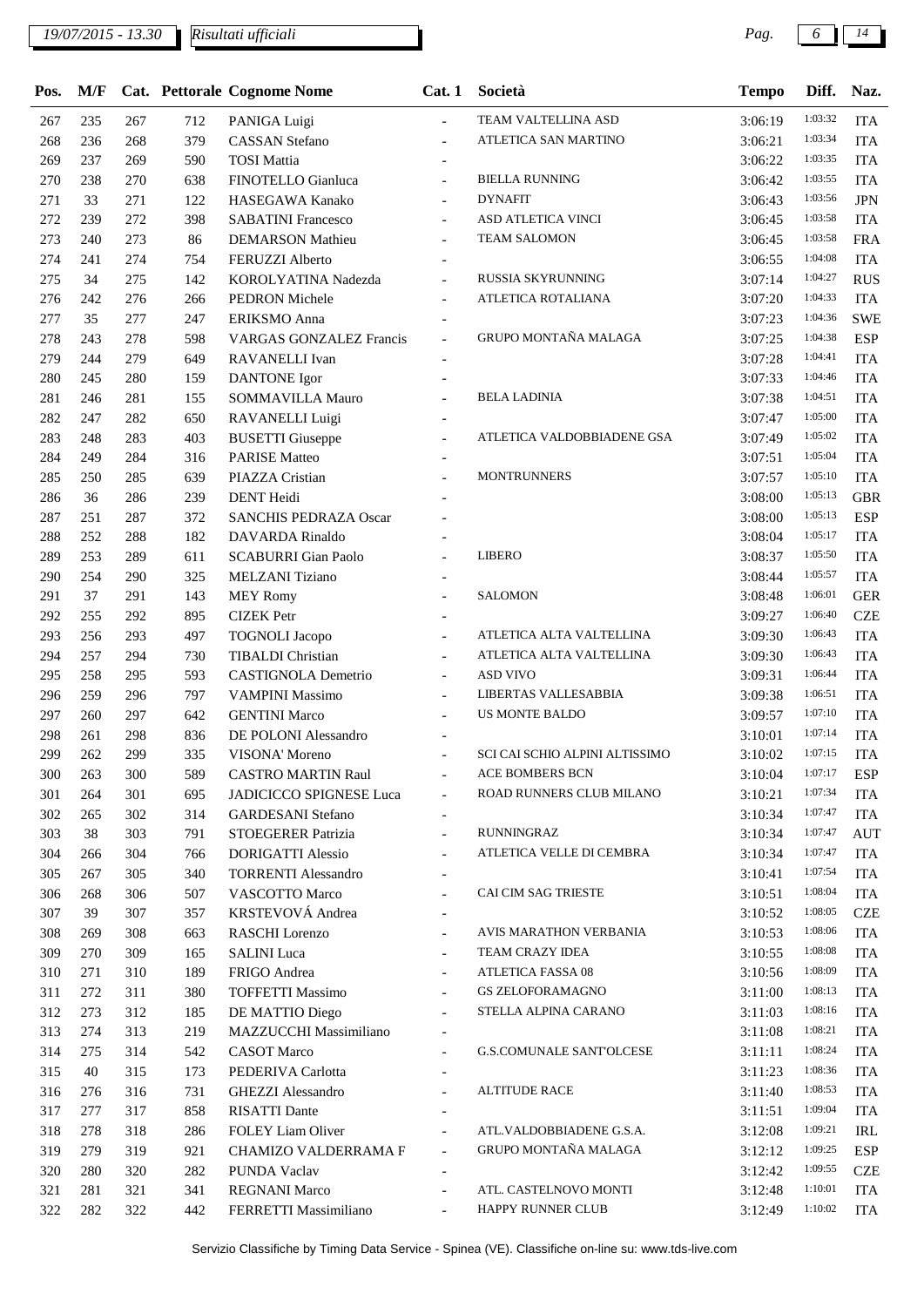| Pos. | M/F | Cat. | Pettorale | Cognome Nome | Cat. 1 | Società | Tempo | Diff. | Naz. |
|---|---|---|---|---|---|---|---|---|---|
| 267 | 235 | 267 | 712 | PANIGA Luigi | - | TEAM VALTELLINA ASD | 3:06:19 | 1:03:32 | ITA |
| 268 | 236 | 268 | 379 | CASSAN Stefano | - | ATLETICA SAN MARTINO | 3:06:21 | 1:03:34 | ITA |
| 269 | 237 | 269 | 590 | TOSI Mattia | - | | 3:06:22 | 1:03:35 | ITA |
| 270 | 238 | 270 | 638 | FINOTELLO Gianluca | - | BIELLA RUNNING | 3:06:42 | 1:03:55 | ITA |
| 271 | 33 | 271 | 122 | HASEGAWA Kanako | - | DYNAFIT | 3:06:43 | 1:03:56 | JPN |
| 272 | 239 | 272 | 398 | SABATINI Francesco | - | ASD ATLETICA VINCI | 3:06:45 | 1:03:58 | ITA |
| 273 | 240 | 273 | 86 | DEMARSON Mathieu | - | TEAM SALOMON | 3:06:45 | 1:03:58 | FRA |
| 274 | 241 | 274 | 754 | FERUZZI Alberto | - | | 3:06:55 | 1:04:08 | ITA |
| 275 | 34 | 275 | 142 | KOROLYATINA Nadezda | - | RUSSIA SKYRUNNING | 3:07:14 | 1:04:27 | RUS |
| 276 | 242 | 276 | 266 | PEDRON Michele | - | ATLETICA ROTALIANA | 3:07:20 | 1:04:33 | ITA |
| 277 | 35 | 277 | 247 | ERIKSMO Anna | - | | 3:07:23 | 1:04:36 | SWE |
| 278 | 243 | 278 | 598 | VARGAS GONZALEZ Francis | - | GRUPO MONTAÑA MALAGA | 3:07:25 | 1:04:38 | ESP |
| 279 | 244 | 279 | 649 | RAVANELLI Ivan | - | | 3:07:28 | 1:04:41 | ITA |
| 280 | 245 | 280 | 159 | DANTONE Igor | - | | 3:07:33 | 1:04:46 | ITA |
| 281 | 246 | 281 | 155 | SOMMAVILLA Mauro | - | BELA LADINIA | 3:07:38 | 1:04:51 | ITA |
| 282 | 247 | 282 | 650 | RAVANELLI Luigi | - | | 3:07:47 | 1:05:00 | ITA |
| 283 | 248 | 283 | 403 | BUSETTI Giuseppe | - | ATLETICA VALDOBBIADENE GSA | 3:07:49 | 1:05:02 | ITA |
| 284 | 249 | 284 | 316 | PARISE Matteo | - | | 3:07:51 | 1:05:04 | ITA |
| 285 | 250 | 285 | 639 | PIAZZA Cristian | - | MONTRUNNERS | 3:07:57 | 1:05:10 | ITA |
| 286 | 36 | 286 | 239 | DENT Heidi | - | | 3:08:00 | 1:05:13 | GBR |
| 287 | 251 | 287 | 372 | SANCHIS PEDRAZA Oscar | - | | 3:08:00 | 1:05:13 | ESP |
| 288 | 252 | 288 | 182 | DAVARDA Rinaldo | - | | 3:08:04 | 1:05:17 | ITA |
| 289 | 253 | 289 | 611 | SCABURRI Gian Paolo | - | LIBERO | 3:08:37 | 1:05:50 | ITA |
| 290 | 254 | 290 | 325 | MELZANI Tiziano | - | | 3:08:44 | 1:05:57 | ITA |
| 291 | 37 | 291 | 143 | MEY Romy | - | SALOMON | 3:08:48 | 1:06:01 | GER |
| 292 | 255 | 292 | 895 | CIZEK Petr | - | | 3:09:27 | 1:06:40 | CZE |
| 293 | 256 | 293 | 497 | TOGNOLI Jacopo | - | ATLETICA ALTA VALTELLINA | 3:09:30 | 1:06:43 | ITA |
| 294 | 257 | 294 | 730 | TIBALDI Christian | - | ATLETICA ALTA VALTELLINA | 3:09:30 | 1:06:43 | ITA |
| 295 | 258 | 295 | 593 | CASTIGNOLA Demetrio | - | ASD VIVO | 3:09:31 | 1:06:44 | ITA |
| 296 | 259 | 296 | 797 | VAMPINI Massimo | - | LIBERTAS VALLESABBIA | 3:09:38 | 1:06:51 | ITA |
| 297 | 260 | 297 | 642 | GENTINI Marco | - | US MONTE BALDO | 3:09:57 | 1:07:10 | ITA |
| 298 | 261 | 298 | 836 | DE POLONI Alessandro | - | | 3:10:01 | 1:07:14 | ITA |
| 299 | 262 | 299 | 335 | VISONA' Moreno | - | SCI CAI SCHIO ALPINI ALTISSIMO | 3:10:02 | 1:07:15 | ITA |
| 300 | 263 | 300 | 589 | CASTRO MARTIN Raul | - | ACE BOMBERS BCN | 3:10:04 | 1:07:17 | ESP |
| 301 | 264 | 301 | 695 | JADICICCO SPIGNESE Luca | - | ROAD RUNNERS CLUB MILANO | 3:10:21 | 1:07:34 | ITA |
| 302 | 265 | 302 | 314 | GARDESANI Stefano | - | | 3:10:34 | 1:07:47 | ITA |
| 303 | 38 | 303 | 791 | STOEGERER Patrizia | - | RUNNINGRAZ | 3:10:34 | 1:07:47 | AUT |
| 304 | 266 | 304 | 766 | DORIGATTI Alessio | - | ATLETICA VELLE DI CEMBRA | 3:10:34 | 1:07:47 | ITA |
| 305 | 267 | 305 | 340 | TORRENTI Alessandro | - | | 3:10:41 | 1:07:54 | ITA |
| 306 | 268 | 306 | 507 | VASCOTTO Marco | - | CAI CIM SAG TRIESTE | 3:10:51 | 1:08:04 | ITA |
| 307 | 39 | 307 | 357 | KRSTEVOVÁ Andrea | - | | 3:10:52 | 1:08:05 | CZE |
| 308 | 269 | 308 | 663 | RASCHI Lorenzo | - | AVIS MARATHON VERBANIA | 3:10:53 | 1:08:06 | ITA |
| 309 | 270 | 309 | 165 | SALINI Luca | - | TEAM CRAZY IDEA | 3:10:55 | 1:08:08 | ITA |
| 310 | 271 | 310 | 189 | FRIGO Andrea | - | ATLETICA FASSA 08 | 3:10:56 | 1:08:09 | ITA |
| 311 | 272 | 311 | 380 | TOFFETTI Massimo | - | GS ZELOFORAMAGNO | 3:11:00 | 1:08:13 | ITA |
| 312 | 273 | 312 | 185 | DE MATTIO Diego | - | STELLA ALPINA CARANO | 3:11:03 | 1:08:16 | ITA |
| 313 | 274 | 313 | 219 | MAZZUCCHI Massimiliano | - | | 3:11:08 | 1:08:21 | ITA |
| 314 | 275 | 314 | 542 | CASOT Marco | - | G.S.COMUNALE SANT'OLCESE | 3:11:11 | 1:08:24 | ITA |
| 315 | 40 | 315 | 173 | PEDERIVA Carlotta | - | | 3:11:23 | 1:08:36 | ITA |
| 316 | 276 | 316 | 731 | GHEZZI Alessandro | - | ALTITUDE RACE | 3:11:40 | 1:08:53 | ITA |
| 317 | 277 | 317 | 858 | RISATTI Dante | - | | 3:11:51 | 1:09:04 | ITA |
| 318 | 278 | 318 | 286 | FOLEY Liam Oliver | - | ATL.VALDOBBIADENE G.S.A. | 3:12:08 | 1:09:21 | IRL |
| 319 | 279 | 319 | 921 | CHAMIZO VALDERRAMA F | - | GRUPO MONTAÑA MALAGA | 3:12:12 | 1:09:25 | ESP |
| 320 | 280 | 320 | 282 | PUNDA Vaclav | - | | 3:12:42 | 1:09:55 | CZE |
| 321 | 281 | 321 | 341 | REGNANI Marco | - | ATL. CASTELNOVO MONTI | 3:12:48 | 1:10:01 | ITA |
| 322 | 282 | 322 | 442 | FERRETTI Massimiliano | - | HAPPY RUNNER CLUB | 3:12:49 | 1:10:02 | ITA |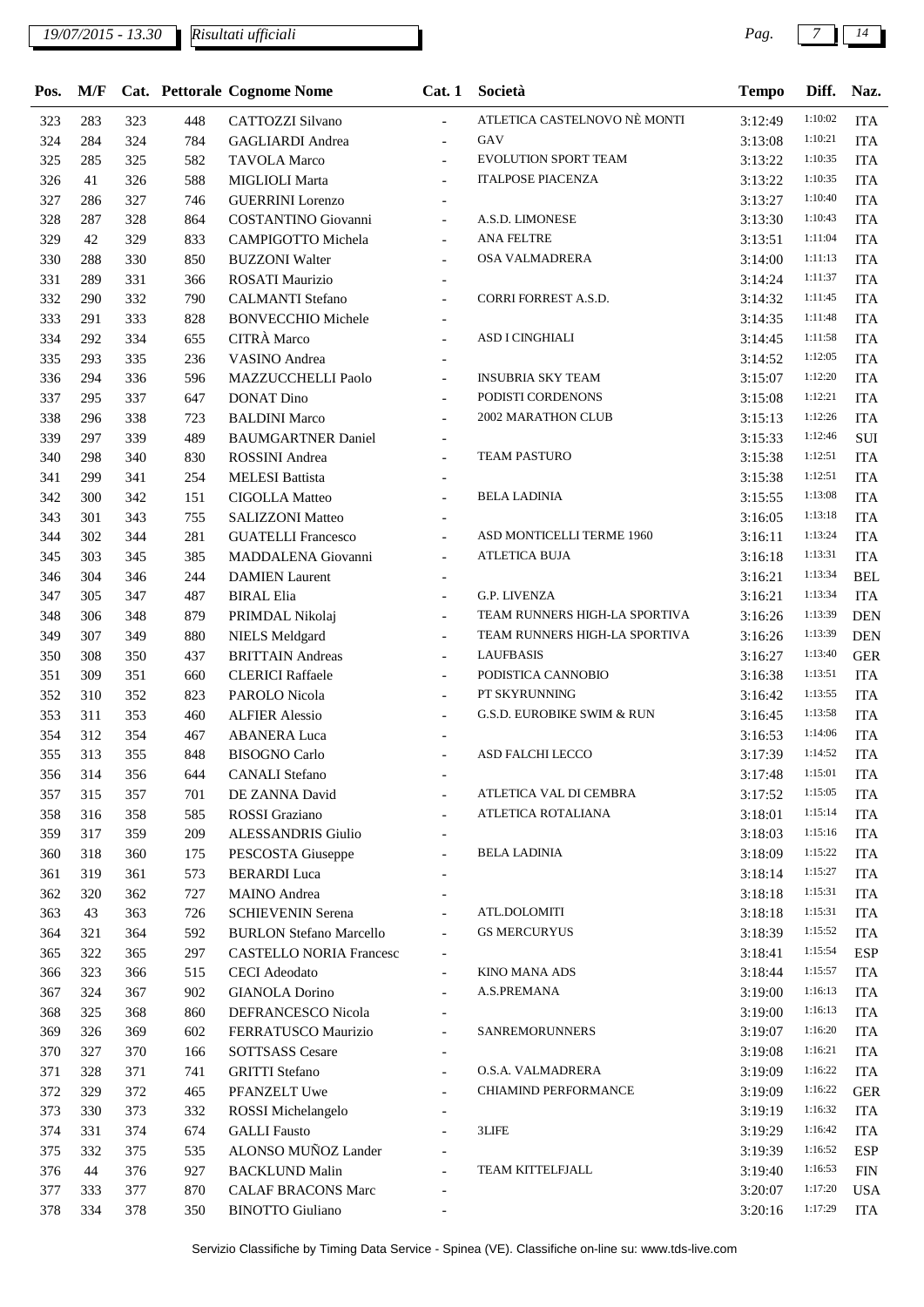| Pos. | M/F | Cat. | Pettorale | Cognome Nome | Cat. 1 | Società | Tempo | Diff. | Naz. |
|---|---|---|---|---|---|---|---|---|---|
| 323 | 283 | 323 | 448 | CATTOZZI Silvano | - | ATLETICA CASTELNOVO NÈ MONTI | 3:12:49 | 1:10:02 | ITA |
| 324 | 284 | 324 | 784 | GAGLIARDI Andrea | - | GAV | 3:13:08 | 1:10:21 | ITA |
| 325 | 285 | 325 | 582 | TAVOLA Marco | - | EVOLUTION SPORT TEAM | 3:13:22 | 1:10:35 | ITA |
| 326 | 41 | 326 | 588 | MIGLIOLI Marta | - | ITALPOSE PIACENZA | 3:13:22 | 1:10:35 | ITA |
| 327 | 286 | 327 | 746 | GUERRINI Lorenzo | - | | 3:13:27 | 1:10:40 | ITA |
| 328 | 287 | 328 | 864 | COSTANTINO Giovanni | - | A.S.D. LIMONESE | 3:13:30 | 1:10:43 | ITA |
| 329 | 42 | 329 | 833 | CAMPIGOTTO Michela | - | ANA FELTRE | 3:13:51 | 1:11:04 | ITA |
| 330 | 288 | 330 | 850 | BUZZONI Walter | - | OSA VALMADRERA | 3:14:00 | 1:11:13 | ITA |
| 331 | 289 | 331 | 366 | ROSATI Maurizio | - | | 3:14:24 | 1:11:37 | ITA |
| 332 | 290 | 332 | 790 | CALMANTI Stefano | - | CORRI FORREST A.S.D. | 3:14:32 | 1:11:45 | ITA |
| 333 | 291 | 333 | 828 | BONVECCHIO Michele | - | | 3:14:35 | 1:11:48 | ITA |
| 334 | 292 | 334 | 655 | CITRÀ Marco | - | ASD I CINGHIALI | 3:14:45 | 1:11:58 | ITA |
| 335 | 293 | 335 | 236 | VASINO Andrea | - | | 3:14:52 | 1:12:05 | ITA |
| 336 | 294 | 336 | 596 | MAZZUCCHELLI Paolo | - | INSUBRIA SKY TEAM | 3:15:07 | 1:12:20 | ITA |
| 337 | 295 | 337 | 647 | DONAT Dino | - | PODISTI CORDENONS | 3:15:08 | 1:12:21 | ITA |
| 338 | 296 | 338 | 723 | BALDINI Marco | - | 2002 MARATHON CLUB | 3:15:13 | 1:12:26 | ITA |
| 339 | 297 | 339 | 489 | BAUMGARTNER Daniel | - | | 3:15:33 | 1:12:46 | SUI |
| 340 | 298 | 340 | 830 | ROSSINI Andrea | - | TEAM PASTURO | 3:15:38 | 1:12:51 | ITA |
| 341 | 299 | 341 | 254 | MELESI Battista | - | | 3:15:38 | 1:12:51 | ITA |
| 342 | 300 | 342 | 151 | CIGOLLA Matteo | - | BELA LADINIA | 3:15:55 | 1:13:08 | ITA |
| 343 | 301 | 343 | 755 | SALIZZONI Matteo | - | | 3:16:05 | 1:13:18 | ITA |
| 344 | 302 | 344 | 281 | GUATELLI Francesco | - | ASD MONTICELLI TERME 1960 | 3:16:11 | 1:13:24 | ITA |
| 345 | 303 | 345 | 385 | MADDALENA Giovanni | - | ATLETICA BUJA | 3:16:18 | 1:13:31 | ITA |
| 346 | 304 | 346 | 244 | DAMIEN Laurent | - | | 3:16:21 | 1:13:34 | BEL |
| 347 | 305 | 347 | 487 | BIRAL Elia | - | G.P. LIVENZA | 3:16:21 | 1:13:34 | ITA |
| 348 | 306 | 348 | 879 | PRIMDAL Nikolaj | - | TEAM RUNNERS HIGH-LA SPORTIVA | 3:16:26 | 1:13:39 | DEN |
| 349 | 307 | 349 | 880 | NIELS Meldgard | - | TEAM RUNNERS HIGH-LA SPORTIVA | 3:16:26 | 1:13:39 | DEN |
| 350 | 308 | 350 | 437 | BRITTAIN Andreas | - | LAUFBASIS | 3:16:27 | 1:13:40 | GER |
| 351 | 309 | 351 | 660 | CLERICI Raffaele | - | PODISTICA CANNOBIO | 3:16:38 | 1:13:51 | ITA |
| 352 | 310 | 352 | 823 | PAROLO Nicola | - | PT SKYRUNNING | 3:16:42 | 1:13:55 | ITA |
| 353 | 311 | 353 | 460 | ALFIER Alessio | - | G.S.D. EUROBIKE SWIM & RUN | 3:16:45 | 1:13:58 | ITA |
| 354 | 312 | 354 | 467 | ABANERA Luca | - | | 3:16:53 | 1:14:06 | ITA |
| 355 | 313 | 355 | 848 | BISOGNO Carlo | - | ASD FALCHI LECCO | 3:17:39 | 1:14:52 | ITA |
| 356 | 314 | 356 | 644 | CANALI Stefano | - | | 3:17:48 | 1:15:01 | ITA |
| 357 | 315 | 357 | 701 | DE ZANNA David | - | ATLETICA VAL DI CEMBRA | 3:17:52 | 1:15:05 | ITA |
| 358 | 316 | 358 | 585 | ROSSI Graziano | - | ATLETICA ROTALIANA | 3:18:01 | 1:15:14 | ITA |
| 359 | 317 | 359 | 209 | ALESSANDRIS Giulio | - | | 3:18:03 | 1:15:16 | ITA |
| 360 | 318 | 360 | 175 | PESCOSTA Giuseppe | - | BELA LADINIA | 3:18:09 | 1:15:22 | ITA |
| 361 | 319 | 361 | 573 | BERARDI Luca | - | | 3:18:14 | 1:15:27 | ITA |
| 362 | 320 | 362 | 727 | MAINO Andrea | - | | 3:18:18 | 1:15:31 | ITA |
| 363 | 43 | 363 | 726 | SCHIEVENIN Serena | - | ATL.DOLOMITI | 3:18:18 | 1:15:31 | ITA |
| 364 | 321 | 364 | 592 | BURLON Stefano Marcello | - | GS MERCURYUS | 3:18:39 | 1:15:52 | ITA |
| 365 | 322 | 365 | 297 | CASTELLO NORIA Francesc | - | | 3:18:41 | 1:15:54 | ESP |
| 366 | 323 | 366 | 515 | CECI Adeodato | - | KINO MANA ADS | 3:18:44 | 1:15:57 | ITA |
| 367 | 324 | 367 | 902 | GIANOLA Dorino | - | A.S.PREMANA | 3:19:00 | 1:16:13 | ITA |
| 368 | 325 | 368 | 860 | DEFRANCESCO Nicola | - | | 3:19:00 | 1:16:13 | ITA |
| 369 | 326 | 369 | 602 | FERRATUSCO Maurizio | - | SANREMORUNNERS | 3:19:07 | 1:16:20 | ITA |
| 370 | 327 | 370 | 166 | SOTTSASS Cesare | - | | 3:19:08 | 1:16:21 | ITA |
| 371 | 328 | 371 | 741 | GRITTI Stefano | - | O.S.A. VALMADRERA | 3:19:09 | 1:16:22 | ITA |
| 372 | 329 | 372 | 465 | PFANZELT Uwe | - | CHIAMIND PERFORMANCE | 3:19:09 | 1:16:22 | GER |
| 373 | 330 | 373 | 332 | ROSSI Michelangelo | - | | 3:19:19 | 1:16:32 | ITA |
| 374 | 331 | 374 | 674 | GALLI Fausto | - | 3LIFE | 3:19:29 | 1:16:42 | ITA |
| 375 | 332 | 375 | 535 | ALONSO MUÑOZ Lander | - | | 3:19:39 | 1:16:52 | ESP |
| 376 | 44 | 376 | 927 | BACKLUND Malin | - | TEAM KITTELFJALL | 3:19:40 | 1:16:53 | FIN |
| 377 | 333 | 377 | 870 | CALAF BRACONS Marc | - | | 3:20:07 | 1:17:20 | USA |
| 378 | 334 | 378 | 350 | BINOTTO Giuliano | - | | 3:20:16 | 1:17:29 | ITA |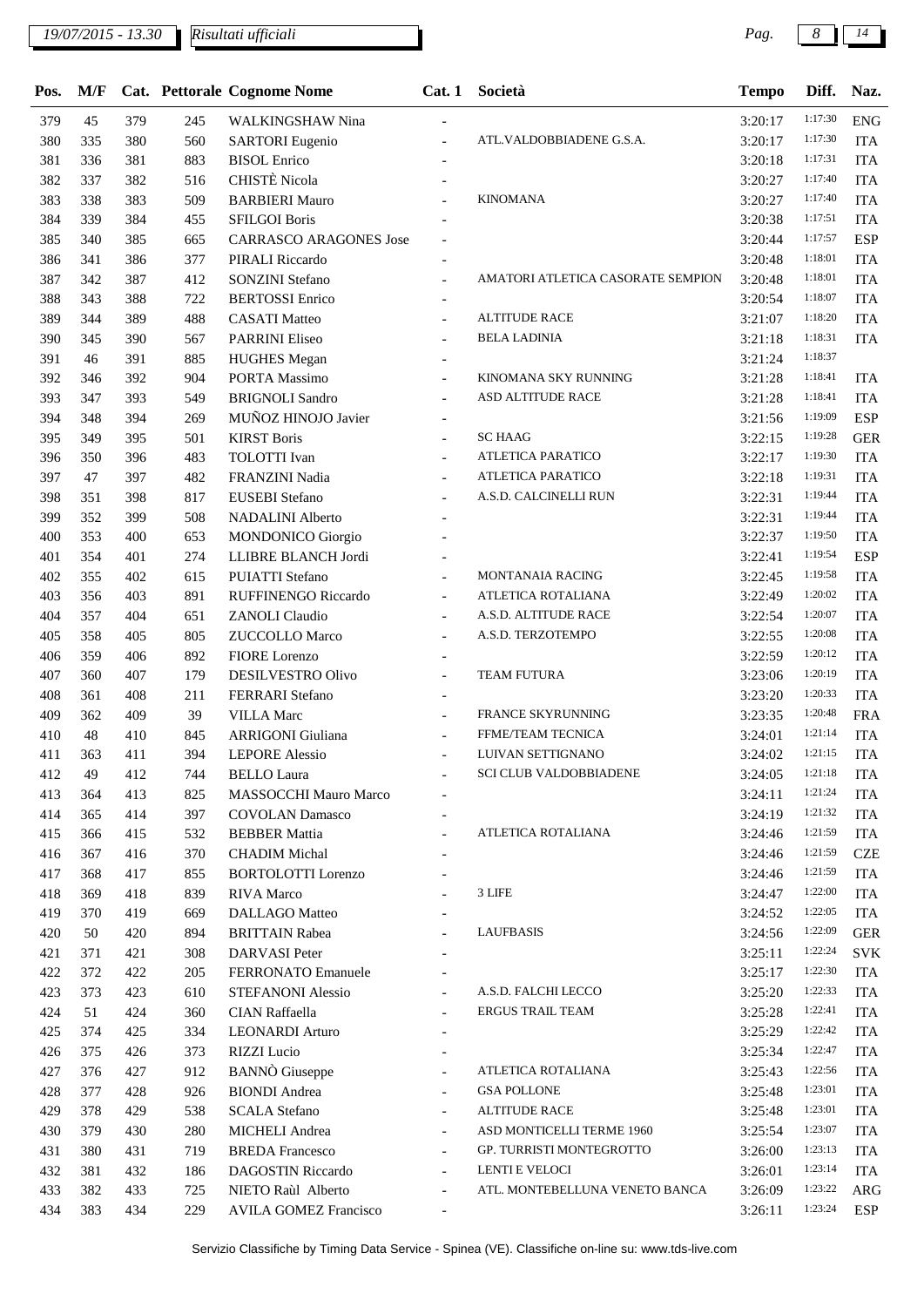19/07/2015 - 13.30 Risultati ufficiali

| Pos. | M/F | Cat. | Pettorale | Cognome Nome | Cat. 1 | Società | Tempo | Diff. | Naz. |
|---|---|---|---|---|---|---|---|---|---|
| 379 | 45 | 379 | 245 | WALKINGSHAW Nina | - | | 3:20:17 | 1:17:30 | ENG |
| 380 | 335 | 380 | 560 | SARTORI Eugenio | - | ATL.VALDOBBIADENE G.S.A. | 3:20:17 | 1:17:30 | ITA |
| 381 | 336 | 381 | 883 | BISOL Enrico | - | | 3:20:18 | 1:17:31 | ITA |
| 382 | 337 | 382 | 516 | CHISTÈ Nicola | - | | 3:20:27 | 1:17:40 | ITA |
| 383 | 338 | 383 | 509 | BARBIERI Mauro | - | KINOMANA | 3:20:27 | 1:17:40 | ITA |
| 384 | 339 | 384 | 455 | SFILGOI Boris | - | | 3:20:38 | 1:17:51 | ITA |
| 385 | 340 | 385 | 665 | CARRASCO ARAGONES Jose | - | | 3:20:44 | 1:17:57 | ESP |
| 386 | 341 | 386 | 377 | PIRALI Riccardo | - | | 3:20:48 | 1:18:01 | ITA |
| 387 | 342 | 387 | 412 | SONZINI Stefano | - | AMATORI ATLETICA CASORATE SEMPION | 3:20:48 | 1:18:01 | ITA |
| 388 | 343 | 388 | 722 | BERTOSSI Enrico | - | | 3:20:54 | 1:18:07 | ITA |
| 389 | 344 | 389 | 488 | CASATI Matteo | - | ALTITUDE RACE | 3:21:07 | 1:18:20 | ITA |
| 390 | 345 | 390 | 567 | PARRINI Eliseo | - | BELA LADINIA | 3:21:18 | 1:18:31 | ITA |
| 391 | 46 | 391 | 885 | HUGHES Megan | - | | 3:21:24 | 1:18:37 | |
| 392 | 346 | 392 | 904 | PORTA Massimo | - | KINOMANA SKY RUNNING | 3:21:28 | 1:18:41 | ITA |
| 393 | 347 | 393 | 549 | BRIGNOLI Sandro | - | ASD ALTITUDE RACE | 3:21:28 | 1:18:41 | ITA |
| 394 | 348 | 394 | 269 | MUÑOZ HINOJO Javier | - | | 3:21:56 | 1:19:09 | ESP |
| 395 | 349 | 395 | 501 | KIRST Boris | - | SC HAAG | 3:22:15 | 1:19:28 | GER |
| 396 | 350 | 396 | 483 | TOLOTTI Ivan | - | ATLETICA PARATICO | 3:22:17 | 1:19:30 | ITA |
| 397 | 47 | 397 | 482 | FRANZINI Nadia | - | ATLETICA PARATICO | 3:22:18 | 1:19:31 | ITA |
| 398 | 351 | 398 | 817 | EUSEBI Stefano | - | A.S.D. CALCINELLI RUN | 3:22:31 | 1:19:44 | ITA |
| 399 | 352 | 399 | 508 | NADALINI Alberto | - | | 3:22:31 | 1:19:44 | ITA |
| 400 | 353 | 400 | 653 | MONDONICO Giorgio | - | | 3:22:37 | 1:19:50 | ITA |
| 401 | 354 | 401 | 274 | LLIBRE BLANCH Jordi | - | | 3:22:41 | 1:19:54 | ESP |
| 402 | 355 | 402 | 615 | PUIATTI Stefano | - | MONTANAIA RACING | 3:22:45 | 1:19:58 | ITA |
| 403 | 356 | 403 | 891 | RUFFINENGO Riccardo | - | ATLETICA ROTALIANA | 3:22:49 | 1:20:02 | ITA |
| 404 | 357 | 404 | 651 | ZANOLI Claudio | - | A.S.D. ALTITUDE RACE | 3:22:54 | 1:20:07 | ITA |
| 405 | 358 | 405 | 805 | ZUCCOLLO Marco | - | A.S.D. TERZOTEMPO | 3:22:55 | 1:20:08 | ITA |
| 406 | 359 | 406 | 892 | FIORE Lorenzo | - | | 3:22:59 | 1:20:12 | ITA |
| 407 | 360 | 407 | 179 | DESILVESTRO Olivo | - | TEAM FUTURA | 3:23:06 | 1:20:19 | ITA |
| 408 | 361 | 408 | 211 | FERRARI Stefano | - | | 3:23:20 | 1:20:33 | ITA |
| 409 | 362 | 409 | 39 | VILLA Marc | - | FRANCE SKYRUNNING | 3:23:35 | 1:20:48 | FRA |
| 410 | 48 | 410 | 845 | ARRIGONI Giuliana | - | FFME/TEAM TECNICA | 3:24:01 | 1:21:14 | ITA |
| 411 | 363 | 411 | 394 | LEPORE Alessio | - | LUIVAN SETTIGNANO | 3:24:02 | 1:21:15 | ITA |
| 412 | 49 | 412 | 744 | BELLO Laura | - | SCI CLUB VALDOBBIADENE | 3:24:05 | 1:21:18 | ITA |
| 413 | 364 | 413 | 825 | MASSOCCHI Mauro Marco | - | | 3:24:11 | 1:21:24 | ITA |
| 414 | 365 | 414 | 397 | COVOLAN Damasco | - | | 3:24:19 | 1:21:32 | ITA |
| 415 | 366 | 415 | 532 | BEBBER Mattia | - | ATLETICA ROTALIANA | 3:24:46 | 1:21:59 | ITA |
| 416 | 367 | 416 | 370 | CHADIM Michal | - | | 3:24:46 | 1:21:59 | CZE |
| 417 | 368 | 417 | 855 | BORTOLOTTI Lorenzo | - | | 3:24:46 | 1:21:59 | ITA |
| 418 | 369 | 418 | 839 | RIVA Marco | - | 3 LIFE | 3:24:47 | 1:22:00 | ITA |
| 419 | 370 | 419 | 669 | DALLAGO Matteo | - | | 3:24:52 | 1:22:05 | ITA |
| 420 | 50 | 420 | 894 | BRITTAIN Rabea | - | LAUFBASIS | 3:24:56 | 1:22:09 | GER |
| 421 | 371 | 421 | 308 | DARVASI Peter | - | | 3:25:11 | 1:22:24 | SVK |
| 422 | 372 | 422 | 205 | FERRONATO Emanuele | - | | 3:25:17 | 1:22:30 | ITA |
| 423 | 373 | 423 | 610 | STEFANONI Alessio | - | A.S.D. FALCHI LECCO | 3:25:20 | 1:22:33 | ITA |
| 424 | 51 | 424 | 360 | CIAN Raffaella | - | ERGUS TRAIL TEAM | 3:25:28 | 1:22:41 | ITA |
| 425 | 374 | 425 | 334 | LEONARDI Arturo | - | | 3:25:29 | 1:22:42 | ITA |
| 426 | 375 | 426 | 373 | RIZZI Lucio | - | | 3:25:34 | 1:22:47 | ITA |
| 427 | 376 | 427 | 912 | BANNÒ Giuseppe | - | ATLETICA ROTALIANA | 3:25:43 | 1:22:56 | ITA |
| 428 | 377 | 428 | 926 | BIONDI Andrea | - | GSA POLLONE | 3:25:48 | 1:23:01 | ITA |
| 429 | 378 | 429 | 538 | SCALA Stefano | - | ALTITUDE RACE | 3:25:48 | 1:23:01 | ITA |
| 430 | 379 | 430 | 280 | MICHELI Andrea | - | ASD MONTICELLI TERME 1960 | 3:25:54 | 1:23:07 | ITA |
| 431 | 380 | 431 | 719 | BREDA Francesco | - | GP. TURRISTI MONTEGROTTO | 3:26:00 | 1:23:13 | ITA |
| 432 | 381 | 432 | 186 | DAGOSTIN Riccardo | - | LENTI E VELOCI | 3:26:01 | 1:23:14 | ITA |
| 433 | 382 | 433 | 725 | NIETO Raùl Alberto | - | ATL. MONTEBELLUNA VENETO BANCA | 3:26:09 | 1:23:22 | ARG |
| 434 | 383 | 434 | 229 | AVILA GOMEZ Francisco | - | | 3:26:11 | 1:23:24 | ESP |

Servizio Classifiche by Timing Data Service - Spinea (VE). Classifiche on-line su: www.tds-live.com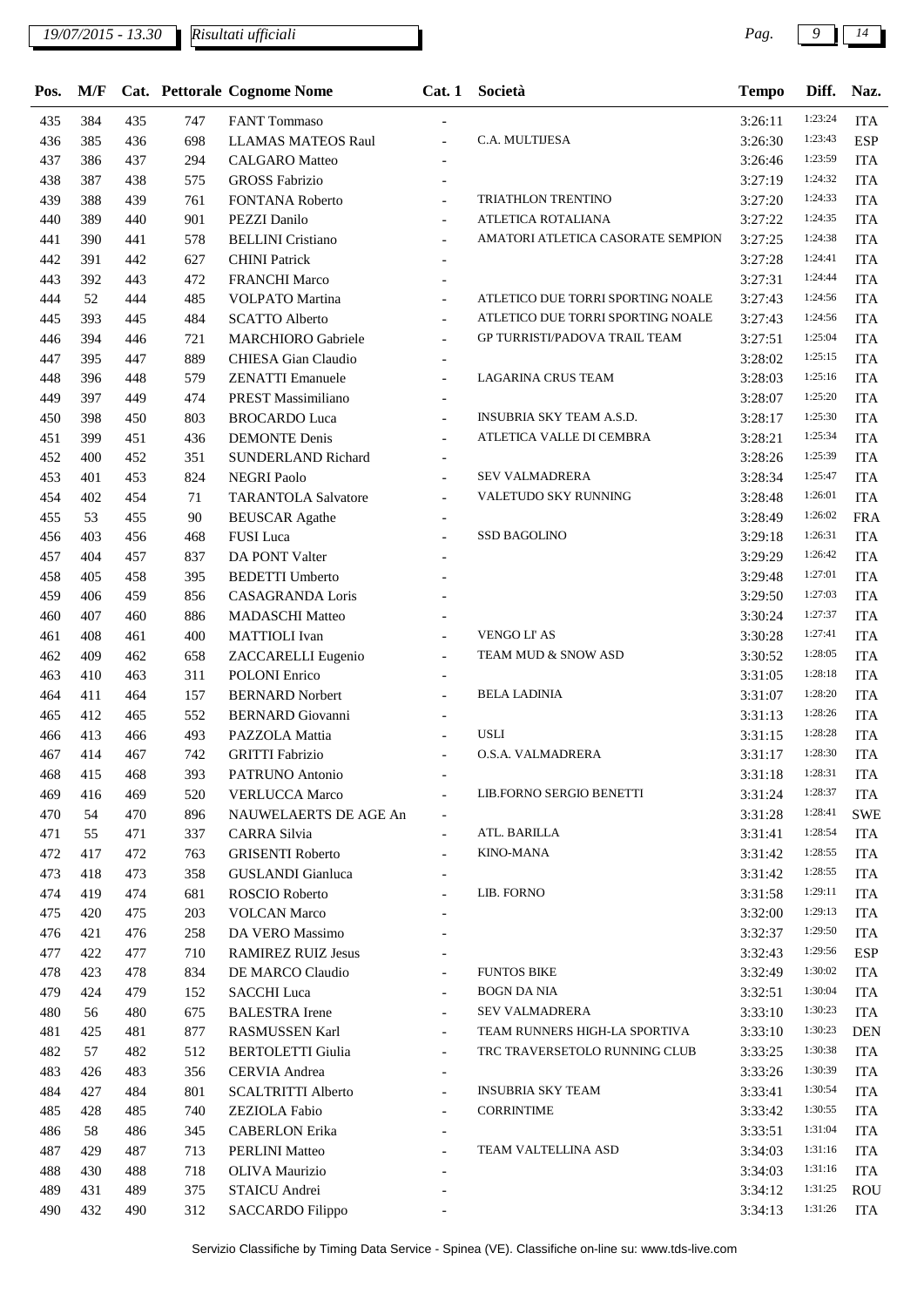| Pos. | M/F | Cat. | Pettorale | Cognome Nome | Cat. 1 | Società | Tempo | Diff. | Naz. |
|---|---|---|---|---|---|---|---|---|---|
| 435 | 384 | 435 | 747 | FANT Tommaso | - | | 3:26:11 | 1:23:24 | ITA |
| 436 | 385 | 436 | 698 | LLAMAS MATEOS Raul | - | C.A. MULTIJESA | 3:26:30 | 1:23:43 | ESP |
| 437 | 386 | 437 | 294 | CALGARO Matteo | - | | 3:26:46 | 1:23:59 | ITA |
| 438 | 387 | 438 | 575 | GROSS Fabrizio | - | | 3:27:19 | 1:24:32 | ITA |
| 439 | 388 | 439 | 761 | FONTANA Roberto | - | TRIATHLON TRENTINO | 3:27:20 | 1:24:33 | ITA |
| 440 | 389 | 440 | 901 | PEZZI Danilo | - | ATLETICA ROTALIANA | 3:27:22 | 1:24:35 | ITA |
| 441 | 390 | 441 | 578 | BELLINI Cristiano | - | AMATORI ATLETICA CASORATE SEMPION | 3:27:25 | 1:24:38 | ITA |
| 442 | 391 | 442 | 627 | CHINI Patrick | - | | 3:27:28 | 1:24:41 | ITA |
| 443 | 392 | 443 | 472 | FRANCHI Marco | - | | 3:27:31 | 1:24:44 | ITA |
| 444 | 52 | 444 | 485 | VOLPATO Martina | - | ATLETICO DUE TORRI SPORTING NOALE | 3:27:43 | 1:24:56 | ITA |
| 445 | 393 | 445 | 484 | SCATTO Alberto | - | ATLETICO DUE TORRI SPORTING NOALE | 3:27:43 | 1:24:56 | ITA |
| 446 | 394 | 446 | 721 | MARCHIORO Gabriele | - | GP TURRISTI/PADOVA TRAIL TEAM | 3:27:51 | 1:25:04 | ITA |
| 447 | 395 | 447 | 889 | CHIESA Gian Claudio | - | | 3:28:02 | 1:25:15 | ITA |
| 448 | 396 | 448 | 579 | ZENATTI Emanuele | - | LAGARINA CRUS TEAM | 3:28:03 | 1:25:16 | ITA |
| 449 | 397 | 449 | 474 | PREST Massimiliano | - | | 3:28:07 | 1:25:20 | ITA |
| 450 | 398 | 450 | 803 | BROCARDO Luca | - | INSUBRIA SKY TEAM A.S.D. | 3:28:17 | 1:25:30 | ITA |
| 451 | 399 | 451 | 436 | DEMONTE Denis | - | ATLETICA VALLE DI CEMBRA | 3:28:21 | 1:25:34 | ITA |
| 452 | 400 | 452 | 351 | SUNDERLAND Richard | - | | 3:28:26 | 1:25:39 | ITA |
| 453 | 401 | 453 | 824 | NEGRI Paolo | - | SEV VALMADRERA | 3:28:34 | 1:25:47 | ITA |
| 454 | 402 | 454 | 71 | TARANTOLA Salvatore | - | VALETUDO SKY RUNNING | 3:28:48 | 1:26:01 | ITA |
| 455 | 53 | 455 | 90 | BEUSCAR Agathe | - | | 3:28:49 | 1:26:02 | FRA |
| 456 | 403 | 456 | 468 | FUSI Luca | - | SSD BAGOLINO | 3:29:18 | 1:26:31 | ITA |
| 457 | 404 | 457 | 837 | DA PONT Valter | - | | 3:29:29 | 1:26:42 | ITA |
| 458 | 405 | 458 | 395 | BEDETTI Umberto | - | | 3:29:48 | 1:27:01 | ITA |
| 459 | 406 | 459 | 856 | CASAGRANDA Loris | - | | 3:29:50 | 1:27:03 | ITA |
| 460 | 407 | 460 | 886 | MADASCHI Matteo | - | | 3:30:24 | 1:27:37 | ITA |
| 461 | 408 | 461 | 400 | MATTIOLI Ivan | - | VENGO LI' AS | 3:30:28 | 1:27:41 | ITA |
| 462 | 409 | 462 | 658 | ZACCARELLI Eugenio | - | TEAM MUD & SNOW ASD | 3:30:52 | 1:28:05 | ITA |
| 463 | 410 | 463 | 311 | POLONI Enrico | - | | 3:31:05 | 1:28:18 | ITA |
| 464 | 411 | 464 | 157 | BERNARD Norbert | - | BELA LADINIA | 3:31:07 | 1:28:20 | ITA |
| 465 | 412 | 465 | 552 | BERNARD Giovanni | - | | 3:31:13 | 1:28:26 | ITA |
| 466 | 413 | 466 | 493 | PAZZOLA Mattia | - | USLI | 3:31:15 | 1:28:28 | ITA |
| 467 | 414 | 467 | 742 | GRITTI Fabrizio | - | O.S.A. VALMADRERA | 3:31:17 | 1:28:30 | ITA |
| 468 | 415 | 468 | 393 | PATRUNO Antonio | - | | 3:31:18 | 1:28:31 | ITA |
| 469 | 416 | 469 | 520 | VERLUCCA Marco | - | LIB.FORNO SERGIO BENETTI | 3:31:24 | 1:28:37 | ITA |
| 470 | 54 | 470 | 896 | NAUWELAERTS DE AGE An | - | | 3:31:28 | 1:28:41 | SWE |
| 471 | 55 | 471 | 337 | CARRA Silvia | - | ATL. BARILLA | 3:31:41 | 1:28:54 | ITA |
| 472 | 417 | 472 | 763 | GRISENTI Roberto | - | KINO-MANA | 3:31:42 | 1:28:55 | ITA |
| 473 | 418 | 473 | 358 | GUSLANDI Gianluca | - | | 3:31:42 | 1:28:55 | ITA |
| 474 | 419 | 474 | 681 | ROSCIO Roberto | - | LIB. FORNO | 3:31:58 | 1:29:11 | ITA |
| 475 | 420 | 475 | 203 | VOLCAN Marco | - | | 3:32:00 | 1:29:13 | ITA |
| 476 | 421 | 476 | 258 | DA VERO Massimo | - | | 3:32:37 | 1:29:50 | ITA |
| 477 | 422 | 477 | 710 | RAMIREZ RUIZ Jesus | - | | 3:32:43 | 1:29:56 | ESP |
| 478 | 423 | 478 | 834 | DE MARCO Claudio | - | FUNTOS BIKE | 3:32:49 | 1:30:02 | ITA |
| 479 | 424 | 479 | 152 | SACCHI Luca | - | BOGN DA NIA | 3:32:51 | 1:30:04 | ITA |
| 480 | 56 | 480 | 675 | BALESTRA Irene | - | SEV VALMADRERA | 3:33:10 | 1:30:23 | ITA |
| 481 | 425 | 481 | 877 | RASMUSSEN Karl | - | TEAM RUNNERS HIGH-LA SPORTIVA | 3:33:10 | 1:30:23 | DEN |
| 482 | 57 | 482 | 512 | BERTOLETTI Giulia | - | TRC TRAVERSETOLO RUNNING CLUB | 3:33:25 | 1:30:38 | ITA |
| 483 | 426 | 483 | 356 | CERVIA Andrea | - | | 3:33:26 | 1:30:39 | ITA |
| 484 | 427 | 484 | 801 | SCALTRITTI Alberto | - | INSUBRIA SKY TEAM | 3:33:41 | 1:30:54 | ITA |
| 485 | 428 | 485 | 740 | ZEZIOLA Fabio | - | CORRINTIME | 3:33:42 | 1:30:55 | ITA |
| 486 | 58 | 486 | 345 | CABERLON Erika | - | | 3:33:51 | 1:31:04 | ITA |
| 487 | 429 | 487 | 713 | PERLINI Matteo | - | TEAM VALTELLINA ASD | 3:34:03 | 1:31:16 | ITA |
| 488 | 430 | 488 | 718 | OLIVA Maurizio | - | | 3:34:03 | 1:31:16 | ITA |
| 489 | 431 | 489 | 375 | STAICU Andrei | - | | 3:34:12 | 1:31:25 | ROU |
| 490 | 432 | 490 | 312 | SACCARDO Filippo | - | | 3:34:13 | 1:31:26 | ITA |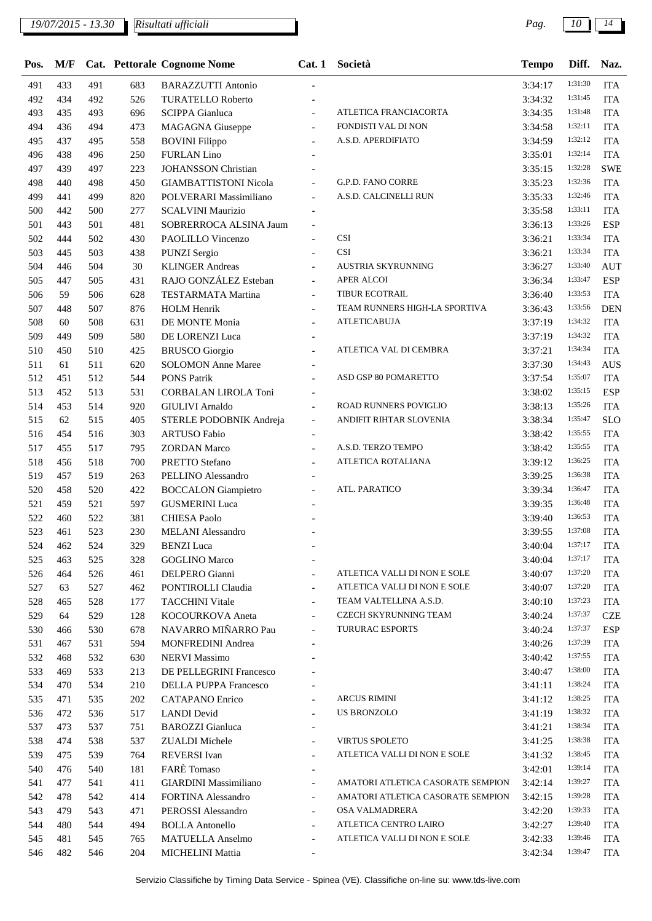19/07/2015 - 13.30 Risultati ufficiali

| Pos. | M/F | Cat. | Pettorale | Cognome Nome | Cat. 1 | Società | Tempo | Diff. | Naz. |
|---|---|---|---|---|---|---|---|---|---|
| 491 | 433 | 491 | 683 | BARAZZUTTI Antonio | - | | 3:34:17 | 1:31:30 | ITA |
| 492 | 434 | 492 | 526 | TURATELLO Roberto | - | | 3:34:32 | 1:31:45 | ITA |
| 493 | 435 | 493 | 696 | SCIPPA Gianluca | - | ATLETICA FRANCIACORTA | 3:34:35 | 1:31:48 | ITA |
| 494 | 436 | 494 | 473 | MAGAGNA Giuseppe | - | FONDISTI VAL DI NON | 3:34:58 | 1:32:11 | ITA |
| 495 | 437 | 495 | 558 | BOVINI Filippo | - | A.S.D. APERDIFIATO | 3:34:59 | 1:32:12 | ITA |
| 496 | 438 | 496 | 250 | FURLAN Lino | - | | 3:35:01 | 1:32:14 | ITA |
| 497 | 439 | 497 | 223 | JOHANSSON Christian | - | | 3:35:15 | 1:32:28 | SWE |
| 498 | 440 | 498 | 450 | GIAMBATTISTONI Nicola | - | G.P.D. FANO CORRE | 3:35:23 | 1:32:36 | ITA |
| 499 | 441 | 499 | 820 | POLVERARI Massimiliano | - | A.S.D. CALCINELLI RUN | 3:35:33 | 1:32:46 | ITA |
| 500 | 442 | 500 | 277 | SCALVINI Maurizio | - | | 3:35:58 | 1:33:11 | ITA |
| 501 | 443 | 501 | 481 | SOBRERROCA ALSINA Jaum | - | | 3:36:13 | 1:33:26 | ESP |
| 502 | 444 | 502 | 430 | PAOLILLO Vincenzo | - | CSI | 3:36:21 | 1:33:34 | ITA |
| 503 | 445 | 503 | 438 | PUNZI Sergio | - | CSI | 3:36:21 | 1:33:34 | ITA |
| 504 | 446 | 504 | 30 | KLINGER Andreas | - | AUSTRIA SKYRUNNING | 3:36:27 | 1:33:40 | AUT |
| 505 | 447 | 505 | 431 | RAJO GONZÁLEZ Esteban | - | APER ALCOI | 3:36:34 | 1:33:47 | ESP |
| 506 | 59 | 506 | 628 | TESTARMATA Martina | - | TIBUR ECOTRAIL | 3:36:40 | 1:33:53 | ITA |
| 507 | 448 | 507 | 876 | HOLM Henrik | - | TEAM RUNNERS HIGH-LA SPORTIVA | 3:36:43 | 1:33:56 | DEN |
| 508 | 60 | 508 | 631 | DE MONTE Monia | - | ATLETICABUJA | 3:37:19 | 1:34:32 | ITA |
| 509 | 449 | 509 | 580 | DE LORENZI Luca | - | | 3:37:19 | 1:34:32 | ITA |
| 510 | 450 | 510 | 425 | BRUSCO Giorgio | - | ATLETICA VAL DI CEMBRA | 3:37:21 | 1:34:34 | ITA |
| 511 | 61 | 511 | 620 | SOLOMON Anne Maree | - | | 3:37:30 | 1:34:43 | AUS |
| 512 | 451 | 512 | 544 | PONS Patrik | - | ASD GSP 80 POMARETTO | 3:37:54 | 1:35:07 | ITA |
| 513 | 452 | 513 | 531 | CORBALAN LIROLA Toni | - | | 3:38:02 | 1:35:15 | ESP |
| 514 | 453 | 514 | 920 | GIULIVI Arnaldo | - | ROAD RUNNERS POVIGLIO | 3:38:13 | 1:35:26 | ITA |
| 515 | 62 | 515 | 405 | STERLE PODOBNIK Andreja | - | ANDIFIT RIHTAR SLOVENIA | 3:38:34 | 1:35:47 | SLO |
| 516 | 454 | 516 | 303 | ARTUSO Fabio | - | | 3:38:42 | 1:35:55 | ITA |
| 517 | 455 | 517 | 795 | ZORDAN Marco | - | A.S.D. TERZO TEMPO | 3:38:42 | 1:35:55 | ITA |
| 518 | 456 | 518 | 700 | PRETTO Stefano | - | ATLETICA ROTALIANA | 3:39:12 | 1:36:25 | ITA |
| 519 | 457 | 519 | 263 | PELLINO Alessandro | - | | 3:39:25 | 1:36:38 | ITA |
| 520 | 458 | 520 | 422 | BOCCALON Giampietro | - | ATL. PARATICO | 3:39:34 | 1:36:47 | ITA |
| 521 | 459 | 521 | 597 | GUSMERINI Luca | - | | 3:39:35 | 1:36:48 | ITA |
| 522 | 460 | 522 | 381 | CHIESA Paolo | - | | 3:39:40 | 1:36:53 | ITA |
| 523 | 461 | 523 | 230 | MELANI Alessandro | - | | 3:39:55 | 1:37:08 | ITA |
| 524 | 462 | 524 | 329 | BENZI Luca | - | | 3:40:04 | 1:37:17 | ITA |
| 525 | 463 | 525 | 328 | GOGLINO Marco | - | | 3:40:04 | 1:37:17 | ITA |
| 526 | 464 | 526 | 461 | DELPERO Gianni | - | ATLETICA VALLI DI NON E SOLE | 3:40:07 | 1:37:20 | ITA |
| 527 | 63 | 527 | 462 | PONTIROLLI Claudia | - | ATLETICA VALLI DI NON E SOLE | 3:40:07 | 1:37:20 | ITA |
| 528 | 465 | 528 | 177 | TACCHINI Vitale | - | TEAM VALTELLINA A.S.D. | 3:40:10 | 1:37:23 | ITA |
| 529 | 64 | 529 | 128 | KOCOURKOVA Aneta | - | CZECH SKYRUNNING TEAM | 3:40:24 | 1:37:37 | CZE |
| 530 | 466 | 530 | 678 | NAVARRO MIÑARRO Pau | - | TURURAC ESPORTS | 3:40:24 | 1:37:37 | ESP |
| 531 | 467 | 531 | 594 | MONFREDINI Andrea | - | | 3:40:26 | 1:37:39 | ITA |
| 532 | 468 | 532 | 630 | NERVI Massimo | - | | 3:40:42 | 1:37:55 | ITA |
| 533 | 469 | 533 | 213 | DE PELLEGRINI Francesco | - | | 3:40:47 | 1:38:00 | ITA |
| 534 | 470 | 534 | 210 | DELLA PUPPA Francesco | - | | 3:41:11 | 1:38:24 | ITA |
| 535 | 471 | 535 | 202 | CATAPANO Enrico | - | ARCUS RIMINI | 3:41:12 | 1:38:25 | ITA |
| 536 | 472 | 536 | 517 | LANDI Devid | - | US BRONZOLO | 3:41:19 | 1:38:32 | ITA |
| 537 | 473 | 537 | 751 | BAROZZI Gianluca | - | | 3:41:21 | 1:38:34 | ITA |
| 538 | 474 | 538 | 537 | ZUALDI Michele | - | VIRTUS SPOLETO | 3:41:25 | 1:38:38 | ITA |
| 539 | 475 | 539 | 764 | REVERSI Ivan | - | ATLETICA VALLI DI NON E SOLE | 3:41:32 | 1:38:45 | ITA |
| 540 | 476 | 540 | 181 | FARÈ Tomaso | - | | 3:42:01 | 1:39:14 | ITA |
| 541 | 477 | 541 | 411 | GIARDINI Massimiliano | - | AMATORI ATLETICA CASORATE SEMPION | 3:42:14 | 1:39:27 | ITA |
| 542 | 478 | 542 | 414 | FORTINA Alessandro | - | AMATORI ATLETICA CASORATE SEMPION | 3:42:15 | 1:39:28 | ITA |
| 543 | 479 | 543 | 471 | PEROSSI Alessandro | - | OSA VALMADRERA | 3:42:20 | 1:39:33 | ITA |
| 544 | 480 | 544 | 494 | BOLLA Antonello | - | ATLETICA CENTRO LAIRO | 3:42:27 | 1:39:40 | ITA |
| 545 | 481 | 545 | 765 | MATUELLA Anselmo | - | ATLETICA VALLI DI NON E SOLE | 3:42:33 | 1:39:46 | ITA |
| 546 | 482 | 546 | 204 | MICHELINI Mattia | - | | 3:42:34 | 1:39:47 | ITA |

Servizio Classifiche by Timing Data Service - Spinea (VE). Classifiche on-line su: www.tds-live.com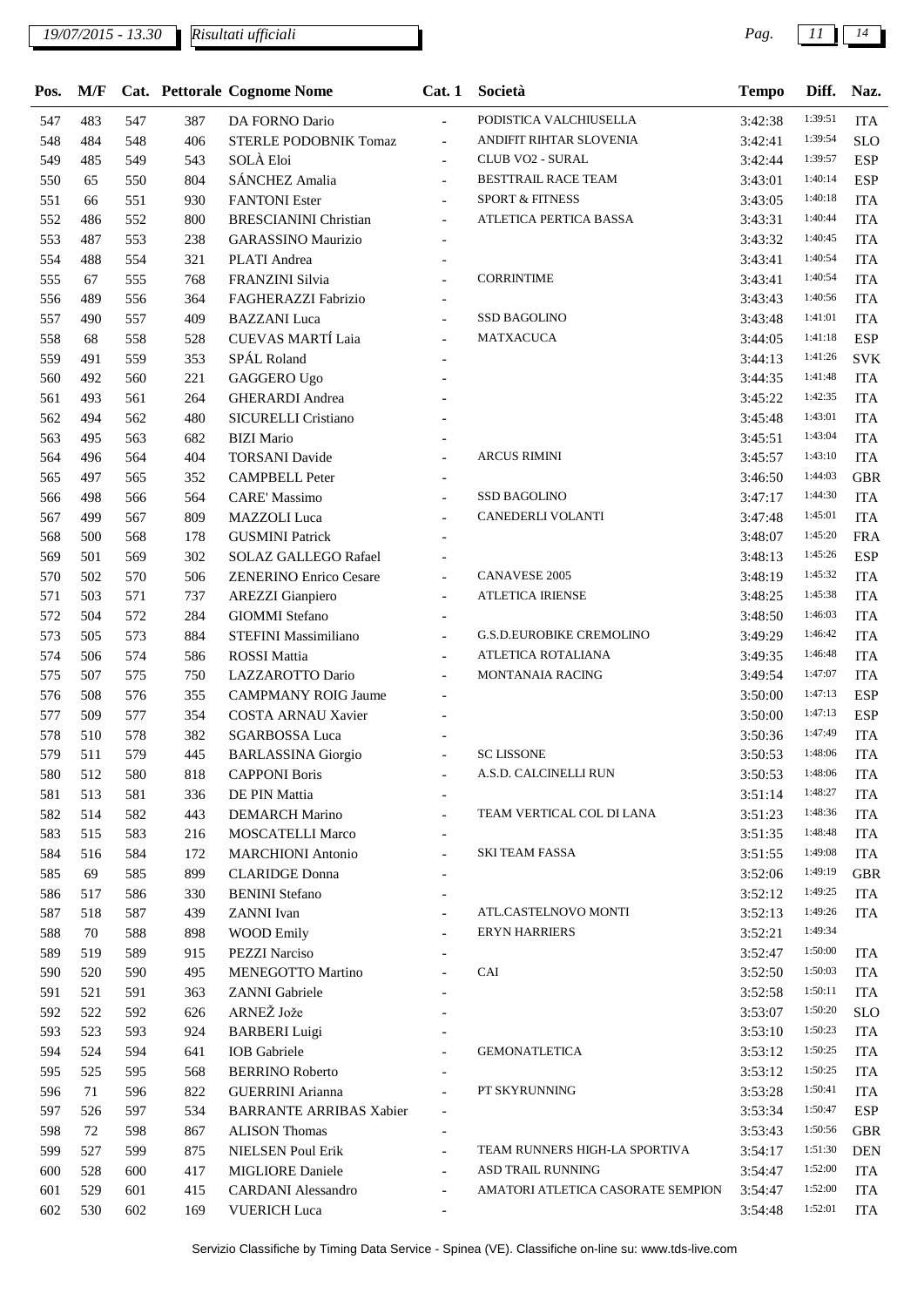| Pos. | M/F | Cat. | Pettorale | Cognome Nome | Cat. 1 | Società | Tempo | Diff. | Naz. |
|---|---|---|---|---|---|---|---|---|---|
| 547 | 483 | 547 | 387 | DA FORNO Dario | - | PODISTICA VALCHIUSELLA | 3:42:38 | 1:39:51 | ITA |
| 548 | 484 | 548 | 406 | STERLE PODOBNIK Tomaz | - | ANDIFIT RIHTAR SLOVENIA | 3:42:41 | 1:39:54 | SLO |
| 549 | 485 | 549 | 543 | SOLÀ Eloi | - | CLUB VO2 - SURAL | 3:42:44 | 1:39:57 | ESP |
| 550 | 65 | 550 | 804 | SÁNCHEZ Amalia | - | BESTTRAIL RACE TEAM | 3:43:01 | 1:40:14 | ESP |
| 551 | 66 | 551 | 930 | FANTONI Ester | - | SPORT & FITNESS | 3:43:05 | 1:40:18 | ITA |
| 552 | 486 | 552 | 800 | BRESCIANINI Christian | - | ATLETICA PERTICA BASSA | 3:43:31 | 1:40:44 | ITA |
| 553 | 487 | 553 | 238 | GARASSINO Maurizio | - | | 3:43:32 | 1:40:45 | ITA |
| 554 | 488 | 554 | 321 | PLATI Andrea | - | | 3:43:41 | 1:40:54 | ITA |
| 555 | 67 | 555 | 768 | FRANZINI Silvia | - | CORRINTIME | 3:43:41 | 1:40:54 | ITA |
| 556 | 489 | 556 | 364 | FAGHERAZZI Fabrizio | - | | 3:43:43 | 1:40:56 | ITA |
| 557 | 490 | 557 | 409 | BAZZANI Luca | - | SSD BAGOLINO | 3:43:48 | 1:41:01 | ITA |
| 558 | 68 | 558 | 528 | CUEVAS MARTÍ Laia | - | MATXACUCA | 3:44:05 | 1:41:18 | ESP |
| 559 | 491 | 559 | 353 | SPÁL Roland | - | | 3:44:13 | 1:41:26 | SVK |
| 560 | 492 | 560 | 221 | GAGGERO Ugo | - | | 3:44:35 | 1:41:48 | ITA |
| 561 | 493 | 561 | 264 | GHERARDI Andrea | - | | 3:45:22 | 1:42:35 | ITA |
| 562 | 494 | 562 | 480 | SICURELLI Cristiano | - | | 3:45:48 | 1:43:01 | ITA |
| 563 | 495 | 563 | 682 | BIZI Mario | - | | 3:45:51 | 1:43:04 | ITA |
| 564 | 496 | 564 | 404 | TORSANI Davide | - | ARCUS RIMINI | 3:45:57 | 1:43:10 | ITA |
| 565 | 497 | 565 | 352 | CAMPBELL Peter | - | | 3:46:50 | 1:44:03 | GBR |
| 566 | 498 | 566 | 564 | CARE' Massimo | - | SSD BAGOLINO | 3:47:17 | 1:44:30 | ITA |
| 567 | 499 | 567 | 809 | MAZZOLI Luca | - | CANEDERLI VOLANTI | 3:47:48 | 1:45:01 | ITA |
| 568 | 500 | 568 | 178 | GUSMINI Patrick | - | | 3:48:07 | 1:45:20 | FRA |
| 569 | 501 | 569 | 302 | SOLAZ GALLEGO Rafael | - | | 3:48:13 | 1:45:26 | ESP |
| 570 | 502 | 570 | 506 | ZENERINO Enrico Cesare | - | CANAVESE 2005 | 3:48:19 | 1:45:32 | ITA |
| 571 | 503 | 571 | 737 | AREZZI Gianpiero | - | ATLETICA IRIENSE | 3:48:25 | 1:45:38 | ITA |
| 572 | 504 | 572 | 284 | GIOMMI Stefano | - | | 3:48:50 | 1:46:03 | ITA |
| 573 | 505 | 573 | 884 | STEFINI Massimiliano | - | G.S.D.EUROBIKE CREMOLINO | 3:49:29 | 1:46:42 | ITA |
| 574 | 506 | 574 | 586 | ROSSI Mattia | - | ATLETICA ROTALIANA | 3:49:35 | 1:46:48 | ITA |
| 575 | 507 | 575 | 750 | LAZZAROTTO Dario | - | MONTANAIA RACING | 3:49:54 | 1:47:07 | ITA |
| 576 | 508 | 576 | 355 | CAMPMANY ROIG Jaume | - | | 3:50:00 | 1:47:13 | ESP |
| 577 | 509 | 577 | 354 | COSTA ARNAU Xavier | - | | 3:50:00 | 1:47:13 | ESP |
| 578 | 510 | 578 | 382 | SGARBOSSA Luca | - | | 3:50:36 | 1:47:49 | ITA |
| 579 | 511 | 579 | 445 | BARLASSINA Giorgio | - | SC LISSONE | 3:50:53 | 1:48:06 | ITA |
| 580 | 512 | 580 | 818 | CAPPONI Boris | - | A.S.D. CALCINELLI RUN | 3:50:53 | 1:48:06 | ITA |
| 581 | 513 | 581 | 336 | DE PIN Mattia | - | | 3:51:14 | 1:48:27 | ITA |
| 582 | 514 | 582 | 443 | DEMARCH Marino | - | TEAM VERTICAL COL DI LANA | 3:51:23 | 1:48:36 | ITA |
| 583 | 515 | 583 | 216 | MOSCATELLI Marco | - | | 3:51:35 | 1:48:48 | ITA |
| 584 | 516 | 584 | 172 | MARCHIONI Antonio | - | SKI TEAM FASSA | 3:51:55 | 1:49:08 | ITA |
| 585 | 69 | 585 | 899 | CLARIDGE Donna | - | | 3:52:06 | 1:49:19 | GBR |
| 586 | 517 | 586 | 330 | BENINI Stefano | - | | 3:52:12 | 1:49:25 | ITA |
| 587 | 518 | 587 | 439 | ZANNI Ivan | - | ATL.CASTELNOVO MONTI | 3:52:13 | 1:49:26 | ITA |
| 588 | 70 | 588 | 898 | WOOD Emily | - | ERYN HARRIERS | 3:52:21 | 1:49:34 | |
| 589 | 519 | 589 | 915 | PEZZI Narciso | - | | 3:52:47 | 1:50:00 | ITA |
| 590 | 520 | 590 | 495 | MENEGOTTO Martino | - | CAI | 3:52:50 | 1:50:03 | ITA |
| 591 | 521 | 591 | 363 | ZANNI Gabriele | - | | 3:52:58 | 1:50:11 | ITA |
| 592 | 522 | 592 | 626 | ARNEŽ Jože | - | | 3:53:07 | 1:50:20 | SLO |
| 593 | 523 | 593 | 924 | BARBERI Luigi | - | | 3:53:10 | 1:50:23 | ITA |
| 594 | 524 | 594 | 641 | IOB Gabriele | - | GEMONATLETICA | 3:53:12 | 1:50:25 | ITA |
| 595 | 525 | 595 | 568 | BERRINO Roberto | - | | 3:53:12 | 1:50:25 | ITA |
| 596 | 71 | 596 | 822 | GUERRINI Arianna | - | PT SKYRUNNING | 3:53:28 | 1:50:41 | ITA |
| 597 | 526 | 597 | 534 | BARRANTE ARRIBAS Xabier | - | | 3:53:34 | 1:50:47 | ESP |
| 598 | 72 | 598 | 867 | ALISON Thomas | - | | 3:53:43 | 1:50:56 | GBR |
| 599 | 527 | 599 | 875 | NIELSEN Poul Erik | - | TEAM RUNNERS HIGH-LA SPORTIVA | 3:54:17 | 1:51:30 | DEN |
| 600 | 528 | 600 | 417 | MIGLIORE Daniele | - | ASD TRAIL RUNNING | 3:54:47 | 1:52:00 | ITA |
| 601 | 529 | 601 | 415 | CARDANI Alessandro | - | AMATORI ATLETICA CASORATE SEMPION | 3:54:47 | 1:52:00 | ITA |
| 602 | 530 | 602 | 169 | VUERICH Luca | - | | 3:54:48 | 1:52:01 | ITA |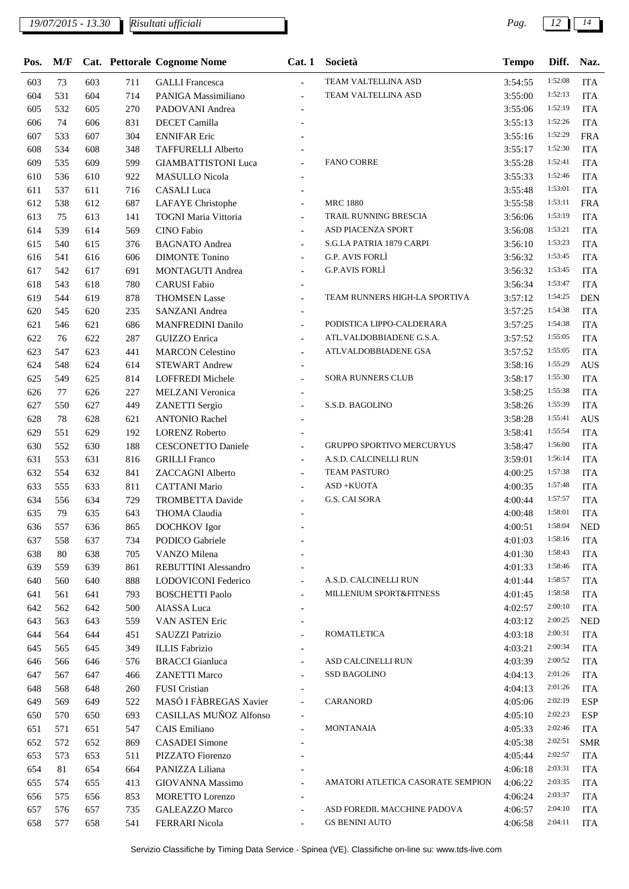| Pos. | M/F | Cat. | Pettorale | Cognome Nome | Cat. 1 | Società | Tempo | Diff. | Naz. |
|---|---|---|---|---|---|---|---|---|---|
| 603 | 73 | 603 | 711 | GALLI Francesca | - | TEAM VALTELLINA ASD | 3:54:55 | 1:52:08 | ITA |
| 604 | 531 | 604 | 714 | PANIGA Massimiliano | - | TEAM VALTELLINA ASD | 3:55:00 | 1:52:13 | ITA |
| 605 | 532 | 605 | 270 | PADOVANI Andrea | - | | 3:55:06 | 1:52:19 | ITA |
| 606 | 74 | 606 | 831 | DECET Camilla | - | | 3:55:13 | 1:52:26 | ITA |
| 607 | 533 | 607 | 304 | ENNIFAR Eric | - | | 3:55:16 | 1:52:29 | FRA |
| 608 | 534 | 608 | 348 | TAFFURELLI Alberto | - | | 3:55:17 | 1:52:30 | ITA |
| 609 | 535 | 609 | 599 | GIAMBATTISTONI Luca | - | FANO CORRE | 3:55:28 | 1:52:41 | ITA |
| 610 | 536 | 610 | 922 | MASULLO Nicola | - | | 3:55:33 | 1:52:46 | ITA |
| 611 | 537 | 611 | 716 | CASALI Luca | - | | 3:55:48 | 1:53:01 | ITA |
| 612 | 538 | 612 | 687 | LAFAYE Christophe | - | MRC 1880 | 3:55:58 | 1:53:11 | FRA |
| 613 | 75 | 613 | 141 | TOGNI Maria Vittoria | - | TRAIL RUNNING BRESCIA | 3:56:06 | 1:53:19 | ITA |
| 614 | 539 | 614 | 569 | CINO Fabio | - | ASD PIACENZA SPORT | 3:56:08 | 1:53:21 | ITA |
| 615 | 540 | 615 | 376 | BAGNATO Andrea | - | S.G.LA PATRIA 1879 CARPI | 3:56:10 | 1:53:23 | ITA |
| 616 | 541 | 616 | 606 | DIMONTE Tonino | - | G.P. AVIS FORLÌ | 3:56:32 | 1:53:45 | ITA |
| 617 | 542 | 617 | 691 | MONTAGUTI Andrea | - | G.P.AVIS FORLÌ | 3:56:32 | 1:53:45 | ITA |
| 618 | 543 | 618 | 780 | CARUSI Fabio | - | | 3:56:34 | 1:53:47 | ITA |
| 619 | 544 | 619 | 878 | THOMSEN Lasse | - | TEAM RUNNERS HIGH-LA SPORTIVA | 3:57:12 | 1:54:25 | DEN |
| 620 | 545 | 620 | 235 | SANZANI Andrea | - | | 3:57:25 | 1:54:38 | ITA |
| 621 | 546 | 621 | 686 | MANFREDINI Danilo | - | PODISTICA LIPPO-CALDERARA | 3:57:25 | 1:54:38 | ITA |
| 622 | 76 | 622 | 287 | GUIZZO Enrica | - | ATL.VALDOBBIADENE G.S.A. | 3:57:52 | 1:55:05 | ITA |
| 623 | 547 | 623 | 441 | MARCON Celestino | - | ATLVALDOBBIADENE GSA | 3:57:52 | 1:55:05 | ITA |
| 624 | 548 | 624 | 614 | STEWART Andrew | - | | 3:58:16 | 1:55:29 | AUS |
| 625 | 549 | 625 | 814 | LOFFREDI Michele | - | SORA RUNNERS CLUB | 3:58:17 | 1:55:30 | ITA |
| 626 | 77 | 626 | 227 | MELZANI Veronica | - | | 3:58:25 | 1:55:38 | ITA |
| 627 | 550 | 627 | 449 | ZANETTI Sergio | - | S.S.D. BAGOLINO | 3:58:26 | 1:55:39 | ITA |
| 628 | 78 | 628 | 621 | ANTONIO Rachel | - | | 3:58:28 | 1:55:41 | AUS |
| 629 | 551 | 629 | 192 | LORENZ Roberto | - | | 3:58:41 | 1:55:54 | ITA |
| 630 | 552 | 630 | 188 | CESCONETTO Daniele | - | GRUPPO SPORTIVO MERCURYUS | 3:58:47 | 1:56:00 | ITA |
| 631 | 553 | 631 | 816 | GRILLI Franco | - | A.S.D. CALCINELLI RUN | 3:59:01 | 1:56:14 | ITA |
| 632 | 554 | 632 | 841 | ZACCAGNI Alberto | - | TEAM PASTURO | 4:00:25 | 1:57:38 | ITA |
| 633 | 555 | 633 | 811 | CATTANI Mario | - | ASD +KUOTA | 4:00:35 | 1:57:48 | ITA |
| 634 | 556 | 634 | 729 | TROMBETTA Davide | - | G.S. CAI SORA | 4:00:44 | 1:57:57 | ITA |
| 635 | 79 | 635 | 643 | THOMA Claudia | - | | 4:00:48 | 1:58:01 | ITA |
| 636 | 557 | 636 | 865 | DOCHKOV Igor | - | | 4:00:51 | 1:58:04 | NED |
| 637 | 558 | 637 | 734 | PODICO Gabriele | - | | 4:01:03 | 1:58:16 | ITA |
| 638 | 80 | 638 | 705 | VANZO Milena | - | | 4:01:30 | 1:58:43 | ITA |
| 639 | 559 | 639 | 861 | REBUTTINI Alessandro | - | | 4:01:33 | 1:58:46 | ITA |
| 640 | 560 | 640 | 888 | LODOVICONI Federico | - | A.S.D. CALCINELLI RUN | 4:01:44 | 1:58:57 | ITA |
| 641 | 561 | 641 | 793 | BOSCHETTI Paolo | - | MILLENIUM SPORT&FITNESS | 4:01:45 | 1:58:58 | ITA |
| 642 | 562 | 642 | 500 | AIASSA Luca | - | | 4:02:57 | 2:00:10 | ITA |
| 643 | 563 | 643 | 559 | VAN ASTEN Eric | - | | 4:03:12 | 2:00:25 | NED |
| 644 | 564 | 644 | 451 | SAUZZI Patrizio | - | ROMATLETICA | 4:03:18 | 2:00:31 | ITA |
| 645 | 565 | 645 | 349 | ILLIS Fabrizio | - | | 4:03:21 | 2:00:34 | ITA |
| 646 | 566 | 646 | 576 | BRACCI Gianluca | - | ASD CALCINELLI RUN | 4:03:39 | 2:00:52 | ITA |
| 647 | 567 | 647 | 466 | ZANETTI Marco | - | SSD BAGOLINO | 4:04:13 | 2:01:26 | ITA |
| 648 | 568 | 648 | 260 | FUSI Cristian | - | | 4:04:13 | 2:01:26 | ITA |
| 649 | 569 | 649 | 522 | MASÓ I FÀBREGAS Xavier | - | CARANORD | 4:05:06 | 2:02:19 | ESP |
| 650 | 570 | 650 | 693 | CASILLAS MUÑOZ Alfonso | - | | 4:05:10 | 2:02:23 | ESP |
| 651 | 571 | 651 | 547 | CAIS Emiliano | - | MONTANAIA | 4:05:33 | 2:02:46 | ITA |
| 652 | 572 | 652 | 869 | CASADEI Simone | - | | 4:05:38 | 2:02:51 | SMR |
| 653 | 573 | 653 | 511 | PIZZATO Fiorenzo | - | | 4:05:44 | 2:02:57 | ITA |
| 654 | 81 | 654 | 664 | PANIZZA Liliana | - | | 4:06:18 | 2:03:31 | ITA |
| 655 | 574 | 655 | 413 | GIOVANNA Massimo | - | AMATORI ATLETICA CASORATE SEMPION | 4:06:22 | 2:03:35 | ITA |
| 656 | 575 | 656 | 853 | MORETTO Lorenzo | - | | 4:06:24 | 2:03:37 | ITA |
| 657 | 576 | 657 | 735 | GALEAZZO Marco | - | ASD FOREDIL MACCHINE PADOVA | 4:06:57 | 2:04:10 | ITA |
| 658 | 577 | 658 | 541 | FERRARI Nicola | - | GS BENINI AUTO | 4:06:58 | 2:04:11 | ITA |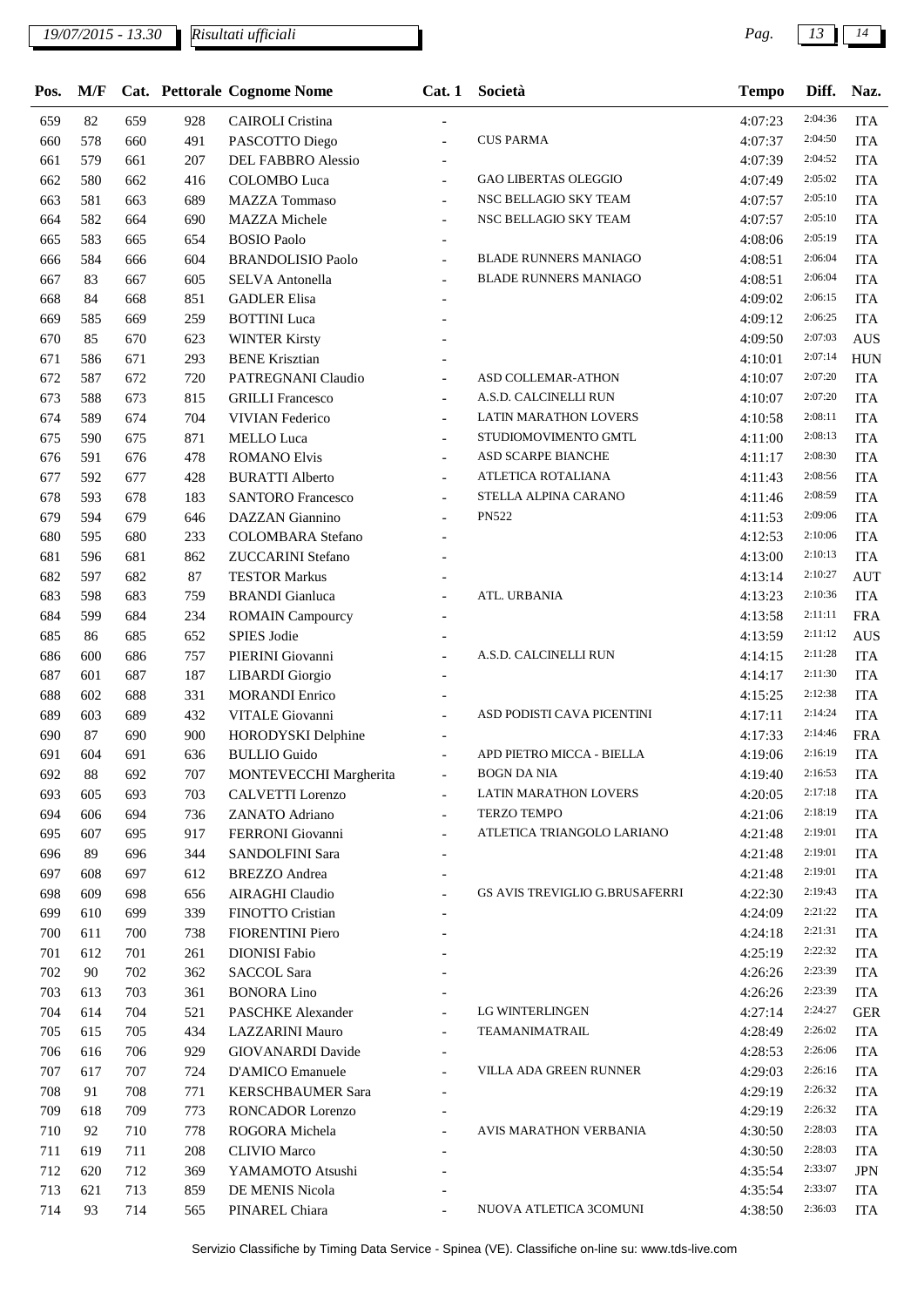| Pos. | M/F | Cat. | Pettorale | Cognome Nome | Cat. 1 | Società | Tempo | Diff. | Naz. |
|---|---|---|---|---|---|---|---|---|---|
| 659 | 82 | 659 | 928 | CAIROLI Cristina | - | | 4:07:23 | 2:04:36 | ITA |
| 660 | 578 | 660 | 491 | PASCOTTO Diego | - | CUS PARMA | 4:07:37 | 2:04:50 | ITA |
| 661 | 579 | 661 | 207 | DEL FABBRO Alessio | - | | 4:07:39 | 2:04:52 | ITA |
| 662 | 580 | 662 | 416 | COLOMBO Luca | - | GAO LIBERTAS OLEGGIO | 4:07:49 | 2:05:02 | ITA |
| 663 | 581 | 663 | 689 | MAZZA Tommaso | - | NSC BELLAGIO SKY TEAM | 4:07:57 | 2:05:10 | ITA |
| 664 | 582 | 664 | 690 | MAZZA Michele | - | NSC BELLAGIO SKY TEAM | 4:07:57 | 2:05:10 | ITA |
| 665 | 583 | 665 | 654 | BOSIO Paolo | - | | 4:08:06 | 2:05:19 | ITA |
| 666 | 584 | 666 | 604 | BRANDOLISIO Paolo | - | BLADE RUNNERS MANIAGO | 4:08:51 | 2:06:04 | ITA |
| 667 | 83 | 667 | 605 | SELVA Antonella | - | BLADE RUNNERS MANIAGO | 4:08:51 | 2:06:04 | ITA |
| 668 | 84 | 668 | 851 | GADLER Elisa | - | | 4:09:02 | 2:06:15 | ITA |
| 669 | 585 | 669 | 259 | BOTTINI Luca | - | | 4:09:12 | 2:06:25 | ITA |
| 670 | 85 | 670 | 623 | WINTER Kirsty | - | | 4:09:50 | 2:07:03 | AUS |
| 671 | 586 | 671 | 293 | BENE Krisztian | - | | 4:10:01 | 2:07:14 | HUN |
| 672 | 587 | 672 | 720 | PATREGNANI Claudio | - | ASD COLLEMAR-ATHON | 4:10:07 | 2:07:20 | ITA |
| 673 | 588 | 673 | 815 | GRILLI Francesco | - | A.S.D. CALCINELLI RUN | 4:10:07 | 2:07:20 | ITA |
| 674 | 589 | 674 | 704 | VIVIAN Federico | - | LATIN MARATHON LOVERS | 4:10:58 | 2:08:11 | ITA |
| 675 | 590 | 675 | 871 | MELLO Luca | - | STUDIOMOVIMENTO GMTL | 4:11:00 | 2:08:13 | ITA |
| 676 | 591 | 676 | 478 | ROMANO Elvis | - | ASD SCARPE BIANCHE | 4:11:17 | 2:08:30 | ITA |
| 677 | 592 | 677 | 428 | BURATTI Alberto | - | ATLETICA ROTALIANA | 4:11:43 | 2:08:56 | ITA |
| 678 | 593 | 678 | 183 | SANTORO Francesco | - | STELLA ALPINA CARANO | 4:11:46 | 2:08:59 | ITA |
| 679 | 594 | 679 | 646 | DAZZAN Giannino | - | PN522 | 4:11:53 | 2:09:06 | ITA |
| 680 | 595 | 680 | 233 | COLOMBARA Stefano | - | | 4:12:53 | 2:10:06 | ITA |
| 681 | 596 | 681 | 862 | ZUCCARINI Stefano | - | | 4:13:00 | 2:10:13 | ITA |
| 682 | 597 | 682 | 87 | TESTOR Markus | - | | 4:13:14 | 2:10:27 | AUT |
| 683 | 598 | 683 | 759 | BRANDI Gianluca | - | ATL. URBANIA | 4:13:23 | 2:10:36 | ITA |
| 684 | 599 | 684 | 234 | ROMAIN Campourcy | - | | 4:13:58 | 2:11:11 | FRA |
| 685 | 86 | 685 | 652 | SPIES Jodie | - | | 4:13:59 | 2:11:12 | AUS |
| 686 | 600 | 686 | 757 | PIERINI Giovanni | - | A.S.D. CALCINELLI RUN | 4:14:15 | 2:11:28 | ITA |
| 687 | 601 | 687 | 187 | LIBARDI Giorgio | - | | 4:14:17 | 2:11:30 | ITA |
| 688 | 602 | 688 | 331 | MORANDI Enrico | - | | 4:15:25 | 2:12:38 | ITA |
| 689 | 603 | 689 | 432 | VITALE Giovanni | - | ASD PODISTI CAVA PICENTINI | 4:17:11 | 2:14:24 | ITA |
| 690 | 87 | 690 | 900 | HORODYSKI Delphine | - | | 4:17:33 | 2:14:46 | FRA |
| 691 | 604 | 691 | 636 | BULLIO Guido | - | APD PIETRO MICCA - BIELLA | 4:19:06 | 2:16:19 | ITA |
| 692 | 88 | 692 | 707 | MONTEVECCHI Margherita | - | BOGN DA NIA | 4:19:40 | 2:16:53 | ITA |
| 693 | 605 | 693 | 703 | CALVETTI Lorenzo | - | LATIN MARATHON LOVERS | 4:20:05 | 2:17:18 | ITA |
| 694 | 606 | 694 | 736 | ZANATO Adriano | - | TERZO TEMPO | 4:21:06 | 2:18:19 | ITA |
| 695 | 607 | 695 | 917 | FERRONI Giovanni | - | ATLETICA TRIANGOLO LARIANO | 4:21:48 | 2:19:01 | ITA |
| 696 | 89 | 696 | 344 | SANDOLFINI Sara | - | | 4:21:48 | 2:19:01 | ITA |
| 697 | 608 | 697 | 612 | BREZZO Andrea | - | | 4:21:48 | 2:19:01 | ITA |
| 698 | 609 | 698 | 656 | AIRAGHI Claudio | - | GS AVIS TREVIGLIO G.BRUSAFERRI | 4:22:30 | 2:19:43 | ITA |
| 699 | 610 | 699 | 339 | FINOTTO Cristian | - | | 4:24:09 | 2:21:22 | ITA |
| 700 | 611 | 700 | 738 | FIORENTINI Piero | - | | 4:24:18 | 2:21:31 | ITA |
| 701 | 612 | 701 | 261 | DIONISI Fabio | - | | 4:25:19 | 2:22:32 | ITA |
| 702 | 90 | 702 | 362 | SACCOL Sara | - | | 4:26:26 | 2:23:39 | ITA |
| 703 | 613 | 703 | 361 | BONORA Lino | - | | 4:26:26 | 2:23:39 | ITA |
| 704 | 614 | 704 | 521 | PASCHKE Alexander | - | LG WINTERLINGEN | 4:27:14 | 2:24:27 | GER |
| 705 | 615 | 705 | 434 | LAZZARINI Mauro | - | TEAMANIMATRAIL | 4:28:49 | 2:26:02 | ITA |
| 706 | 616 | 706 | 929 | GIOVANARDI Davide | - | | 4:28:53 | 2:26:06 | ITA |
| 707 | 617 | 707 | 724 | D'AMICO Emanuele | - | VILLA ADA GREEN RUNNER | 4:29:03 | 2:26:16 | ITA |
| 708 | 91 | 708 | 771 | KERSCHBAUMER Sara | - | | 4:29:19 | 2:26:32 | ITA |
| 709 | 618 | 709 | 773 | RONCADOR Lorenzo | - | | 4:29:19 | 2:26:32 | ITA |
| 710 | 92 | 710 | 778 | ROGORA Michela | - | AVIS MARATHON VERBANIA | 4:30:50 | 2:28:03 | ITA |
| 711 | 619 | 711 | 208 | CLIVIO Marco | - | | 4:30:50 | 2:28:03 | ITA |
| 712 | 620 | 712 | 369 | YAMAMOTO Atsushi | - | | 4:35:54 | 2:33:07 | JPN |
| 713 | 621 | 713 | 859 | DE MENIS Nicola | - | | 4:35:54 | 2:33:07 | ITA |
| 714 | 93 | 714 | 565 | PINAREL Chiara | - | NUOVA ATLETICA 3COMUNI | 4:38:50 | 2:36:03 | ITA |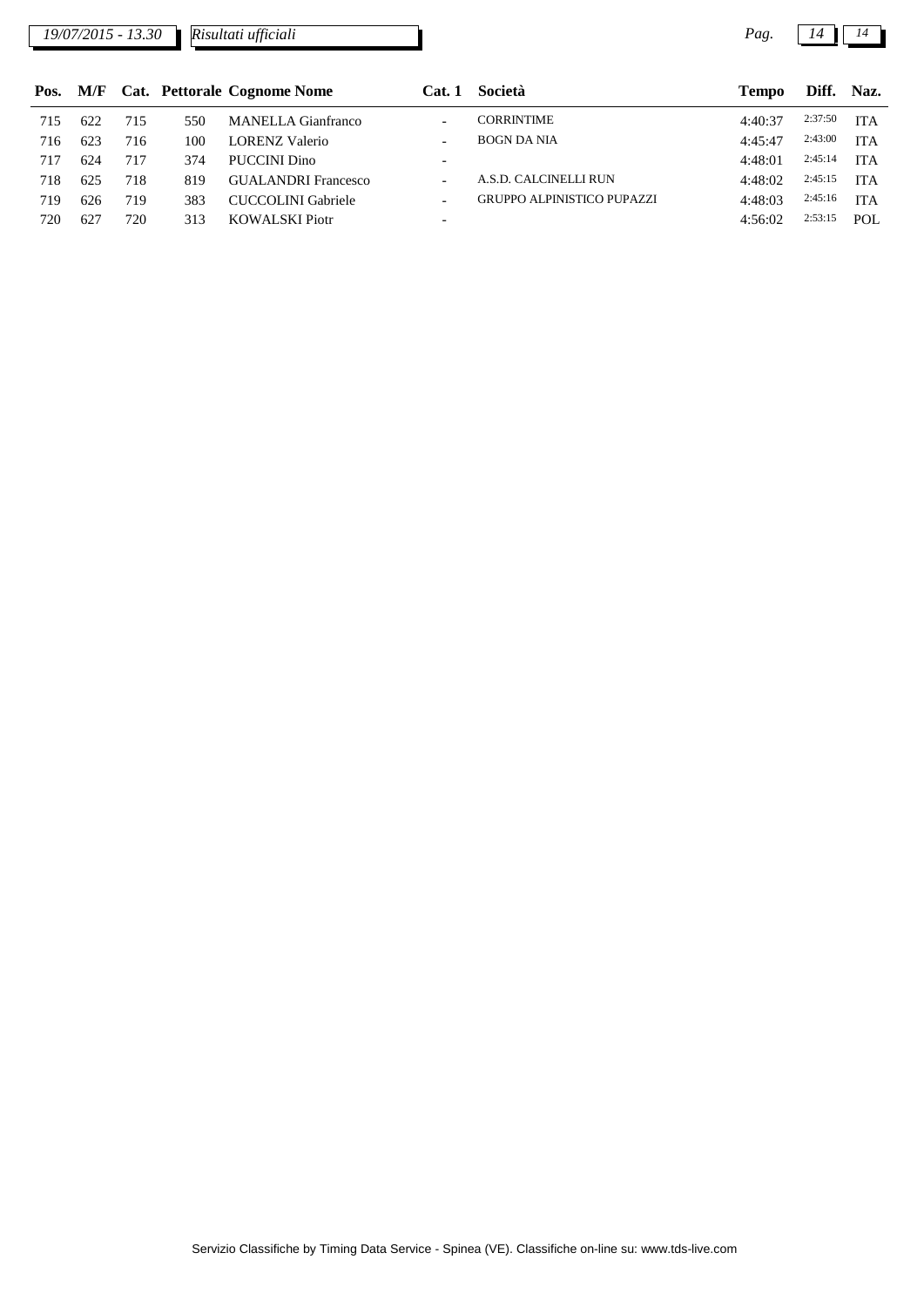| Pos. | M/F | Cat. | Pettorale | Cognome Nome | Cat. 1 | Società | Tempo | Diff. | Naz. |
|---|---|---|---|---|---|---|---|---|---|
| 715 | 622 | 715 | 550 | MANELLA Gianfranco | - | CORRINTIME | 4:40:37 | 2:37:50 | ITA |
| 716 | 623 | 716 | 100 | LORENZ Valerio | - | BOGN DA NIA | 4:45:47 | 2:43:00 | ITA |
| 717 | 624 | 717 | 374 | PUCCINI Dino | - | | 4:48:01 | 2:45:14 | ITA |
| 718 | 625 | 718 | 819 | GUALANDRI Francesco | - | A.S.D. CALCINELLI RUN | 4:48:02 | 2:45:15 | ITA |
| 719 | 626 | 719 | 383 | CUCCOLINI Gabriele | - | GRUPPO ALPINISTICO PUPAZZI | 4:48:03 | 2:45:16 | ITA |
| 720 | 627 | 720 | 313 | KOWALSKI Piotr | - | | 4:56:02 | 2:53:15 | POL |